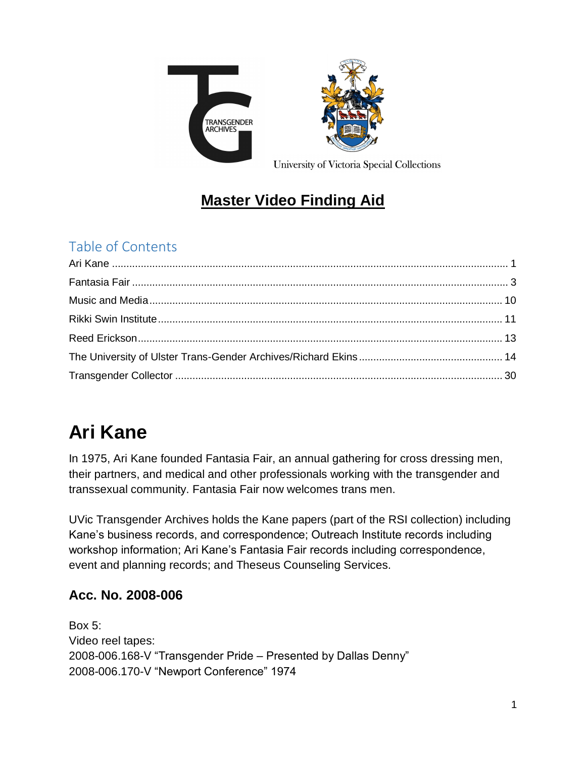TRANSGENDER ARCHIVES

University of Victoria Special Collections

# Master Video Finding Aid

## Table of Contents

- Ari Kane ........ 1
- Fantasia Fair ........ 3
- Music and Media ........ 10
- Rikki Swin Institute ........ 11
- Reed Erickson ........ 13
- The University of Ulster Trans-Gender Archives/Richard Ekins ........ 14
- Transgender Collector ........ 30

# Ari Kane

In 1975, Ari Kane founded Fantasia Fair, an annual gathering for cross dressing men, their partners, and medical and other professionals working with the transgender and transsexual community. Fantasia Fair now welcomes trans men.

UVic Transgender Archives holds the Kane papers (part of the RSI collection) including Kane's business records, and correspondence; Outreach Institute records including workshop information; Ari Kane's Fantasia Fair records including correspondence, event and planning records; and Theseus Counseling Services.

## Acc. No. 2008-006

Box 5:
Video reel tapes:
2008-006.168-V "Transgender Pride – Presented by Dallas Denny"
2008-006.170-V "Newport Conference" 1974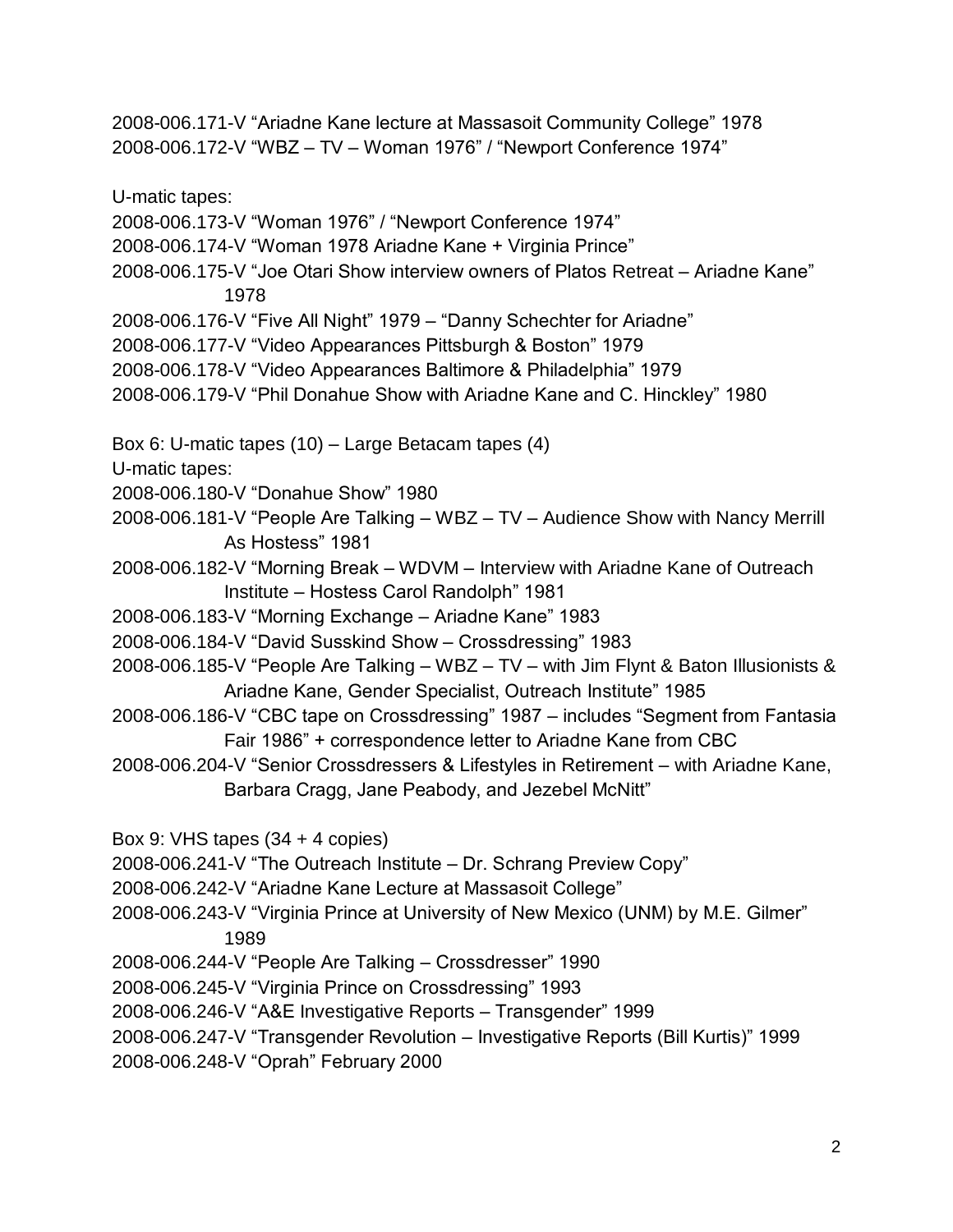2008-006.171-V "Ariadne Kane lecture at Massasoit Community College" 1978
2008-006.172-V "WBZ – TV – Woman 1976" / "Newport Conference 1974"

U-matic tapes:
2008-006.173-V "Woman 1976" / "Newport Conference 1974"
2008-006.174-V "Woman 1978 Ariadne Kane + Virginia Prince"
2008-006.175-V "Joe Otari Show interview owners of Platos Retreat – Ariadne Kane" 1978
2008-006.176-V "Five All Night" 1979 – "Danny Schechter for Ariadne"
2008-006.177-V "Video Appearances Pittsburgh & Boston" 1979
2008-006.178-V "Video Appearances Baltimore & Philadelphia" 1979
2008-006.179-V "Phil Donahue Show with Ariadne Kane and C. Hinckley" 1980

Box 6: U-matic tapes (10) – Large Betacam tapes (4)
U-matic tapes:
2008-006.180-V "Donahue Show" 1980
2008-006.181-V "People Are Talking – WBZ – TV – Audience Show with Nancy Merrill As Hostess" 1981
2008-006.182-V "Morning Break – WDVM – Interview with Ariadne Kane of Outreach Institute – Hostess Carol Randolph" 1981
2008-006.183-V "Morning Exchange – Ariadne Kane" 1983
2008-006.184-V "David Susskind Show – Crossdressing" 1983
2008-006.185-V "People Are Talking – WBZ – TV – with Jim Flynt & Baton Illusionists & Ariadne Kane, Gender Specialist, Outreach Institute" 1985
2008-006.186-V "CBC tape on Crossdressing" 1987 – includes "Segment from Fantasia Fair 1986" + correspondence letter to Ariadne Kane from CBC
2008-006.204-V "Senior Crossdressers & Lifestyles in Retirement – with Ariadne Kane, Barbara Cragg, Jane Peabody, and Jezebel McNitt"

Box 9: VHS tapes (34 + 4 copies)
2008-006.241-V "The Outreach Institute – Dr. Schrang Preview Copy"
2008-006.242-V "Ariadne Kane Lecture at Massasoit College"
2008-006.243-V "Virginia Prince at University of New Mexico (UNM) by M.E. Gilmer" 1989
2008-006.244-V "People Are Talking – Crossdresser" 1990
2008-006.245-V "Virginia Prince on Crossdressing" 1993
2008-006.246-V "A&E Investigative Reports – Transgender" 1999
2008-006.247-V "Transgender Revolution – Investigative Reports (Bill Kurtis)" 1999
2008-006.248-V "Oprah" February 2000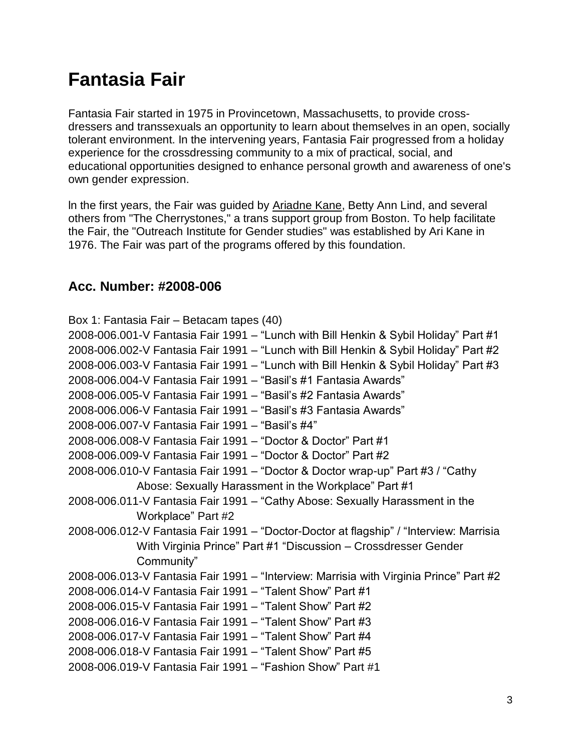# Fantasia Fair

Fantasia Fair started in 1975 in Provincetown, Massachusetts, to provide cross-dressers and transsexuals an opportunity to learn about themselves in an open, socially tolerant environment. In the intervening years, Fantasia Fair progressed from a holiday experience for the crossdressing community to a mix of practical, social, and educational opportunities designed to enhance personal growth and awareness of one's own gender expression.

ln the first years, the Fair was guided by Ariadne Kane, Betty Ann Lind, and several others from "The Cherrystones," a trans support group from Boston. To help facilitate the Fair, the "Outreach Institute for Gender studies" was established by Ari Kane in 1976. The Fair was part of the programs offered by this foundation.

## Acc. Number: #2008-006

Box 1: Fantasia Fair – Betacam tapes (40)

2008-006.001-V Fantasia Fair 1991 – "Lunch with Bill Henkin & Sybil Holiday" Part #1
2008-006.002-V Fantasia Fair 1991 – "Lunch with Bill Henkin & Sybil Holiday" Part #2
2008-006.003-V Fantasia Fair 1991 – "Lunch with Bill Henkin & Sybil Holiday" Part #3
2008-006.004-V Fantasia Fair 1991 – "Basil's #1 Fantasia Awards"
2008-006.005-V Fantasia Fair 1991 – "Basil's #2 Fantasia Awards"
2008-006.006-V Fantasia Fair 1991 – "Basil's #3 Fantasia Awards"
2008-006.007-V Fantasia Fair 1991 – "Basil's #4"
2008-006.008-V Fantasia Fair 1991 – "Doctor & Doctor" Part #1
2008-006.009-V Fantasia Fair 1991 – "Doctor & Doctor" Part #2
2008-006.010-V Fantasia Fair 1991 – "Doctor & Doctor wrap-up" Part #3 / "Cathy Abose: Sexually Harassment in the Workplace" Part #1
2008-006.011-V Fantasia Fair 1991 – "Cathy Abose: Sexually Harassment in the Workplace" Part #2
2008-006.012-V Fantasia Fair 1991 – "Doctor-Doctor at flagship" / "Interview: Marrisia With Virginia Prince" Part #1 "Discussion – Crossdresser Gender Community"
2008-006.013-V Fantasia Fair 1991 – "Interview: Marrisia with Virginia Prince" Part #2
2008-006.014-V Fantasia Fair 1991 – "Talent Show" Part #1
2008-006.015-V Fantasia Fair 1991 – "Talent Show" Part #2
2008-006.016-V Fantasia Fair 1991 – "Talent Show" Part #3
2008-006.017-V Fantasia Fair 1991 – "Talent Show" Part #4
2008-006.018-V Fantasia Fair 1991 – "Talent Show" Part #5
2008-006.019-V Fantasia Fair 1991 – "Fashion Show" Part #1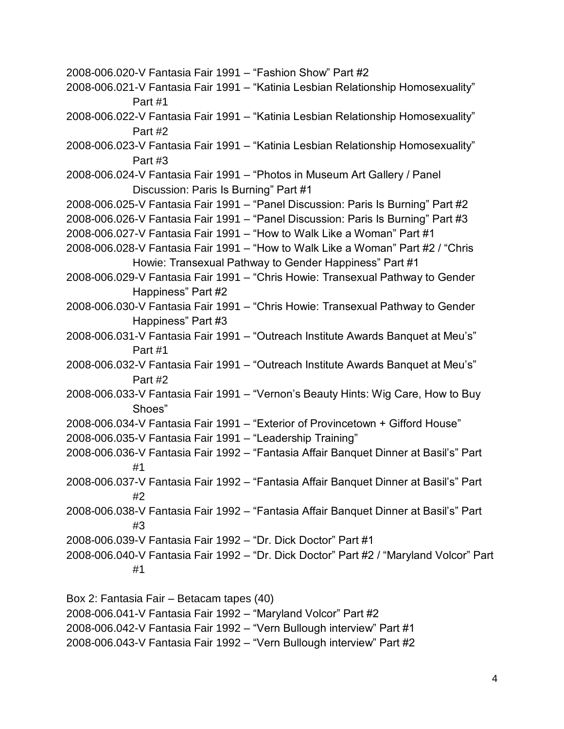2008-006.020-V Fantasia Fair 1991 – "Fashion Show" Part #2

2008-006.021-V Fantasia Fair 1991 – "Katinia Lesbian Relationship Homosexuality" Part #1

2008-006.022-V Fantasia Fair 1991 – "Katinia Lesbian Relationship Homosexuality" Part #2

2008-006.023-V Fantasia Fair 1991 – "Katinia Lesbian Relationship Homosexuality" Part #3

2008-006.024-V Fantasia Fair 1991 – "Photos in Museum Art Gallery / Panel Discussion: Paris Is Burning" Part #1

2008-006.025-V Fantasia Fair 1991 – "Panel Discussion: Paris Is Burning" Part #2

2008-006.026-V Fantasia Fair 1991 – "Panel Discussion: Paris Is Burning" Part #3

2008-006.027-V Fantasia Fair 1991 – "How to Walk Like a Woman" Part #1

2008-006.028-V Fantasia Fair 1991 – "How to Walk Like a Woman" Part #2 / "Chris Howie: Transexual Pathway to Gender Happiness" Part #1

2008-006.029-V Fantasia Fair 1991 – "Chris Howie: Transexual Pathway to Gender Happiness" Part #2

2008-006.030-V Fantasia Fair 1991 – "Chris Howie: Transexual Pathway to Gender Happiness" Part #3

2008-006.031-V Fantasia Fair 1991 – "Outreach Institute Awards Banquet at Meu's" Part #1

2008-006.032-V Fantasia Fair 1991 – "Outreach Institute Awards Banquet at Meu's" Part #2

2008-006.033-V Fantasia Fair 1991 – "Vernon's Beauty Hints: Wig Care, How to Buy Shoes"

2008-006.034-V Fantasia Fair 1991 – "Exterior of Provincetown + Gifford House"

2008-006.035-V Fantasia Fair 1991 – "Leadership Training"

2008-006.036-V Fantasia Fair 1992 – "Fantasia Affair Banquet Dinner at Basil's" Part #1

2008-006.037-V Fantasia Fair 1992 – "Fantasia Affair Banquet Dinner at Basil's" Part #2

2008-006.038-V Fantasia Fair 1992 – "Fantasia Affair Banquet Dinner at Basil's" Part #3

2008-006.039-V Fantasia Fair 1992 – "Dr. Dick Doctor" Part #1

2008-006.040-V Fantasia Fair 1992 – "Dr. Dick Doctor" Part #2 / "Maryland Volcor" Part #1

Box 2: Fantasia Fair – Betacam tapes (40)

2008-006.041-V Fantasia Fair 1992 – "Maryland Volcor" Part #2

2008-006.042-V Fantasia Fair 1992 – "Vern Bullough interview" Part #1

2008-006.043-V Fantasia Fair 1992 – "Vern Bullough interview" Part #2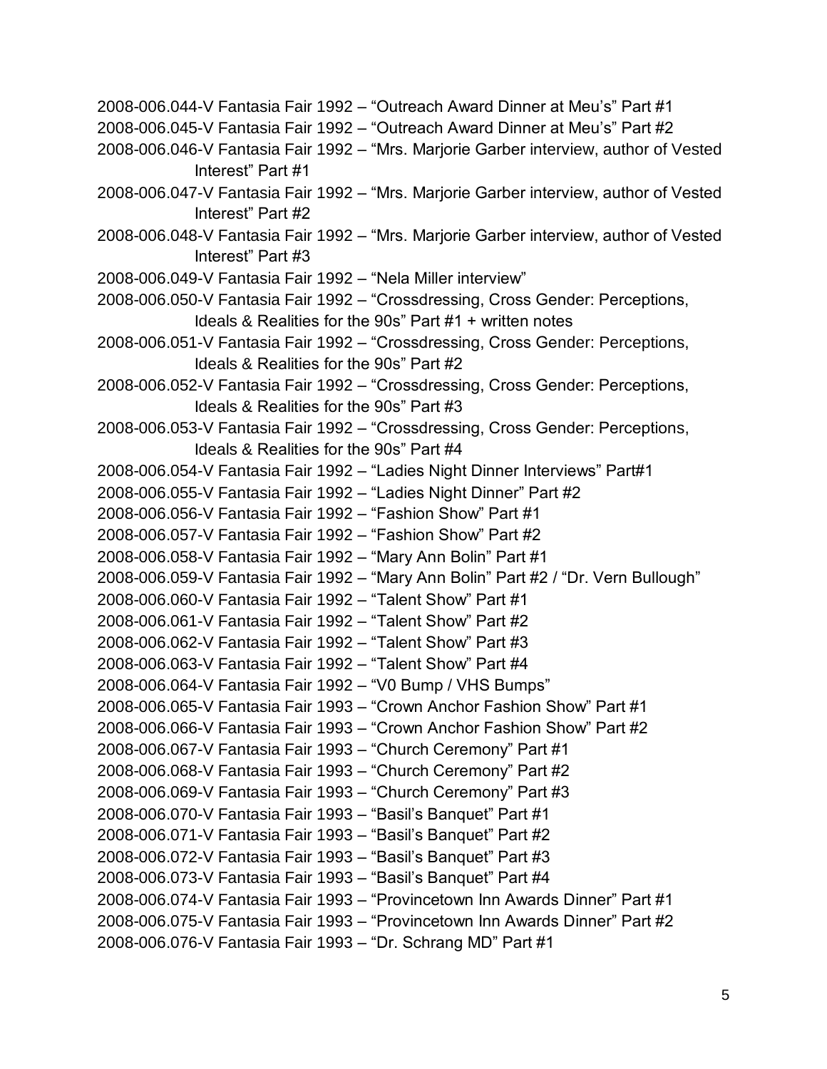2008-006.044-V Fantasia Fair 1992 – "Outreach Award Dinner at Meu's" Part #1
2008-006.045-V Fantasia Fair 1992 – "Outreach Award Dinner at Meu's" Part #2
2008-006.046-V Fantasia Fair 1992 – "Mrs. Marjorie Garber interview, author of Vested Interest" Part #1
2008-006.047-V Fantasia Fair 1992 – "Mrs. Marjorie Garber interview, author of Vested Interest" Part #2
2008-006.048-V Fantasia Fair 1992 – "Mrs. Marjorie Garber interview, author of Vested Interest" Part #3
2008-006.049-V Fantasia Fair 1992 – "Nela Miller interview"
2008-006.050-V Fantasia Fair 1992 – "Crossdressing, Cross Gender: Perceptions, Ideals & Realities for the 90s" Part #1 + written notes
2008-006.051-V Fantasia Fair 1992 – "Crossdressing, Cross Gender: Perceptions, Ideals & Realities for the 90s" Part #2
2008-006.052-V Fantasia Fair 1992 – "Crossdressing, Cross Gender: Perceptions, Ideals & Realities for the 90s" Part #3
2008-006.053-V Fantasia Fair 1992 – "Crossdressing, Cross Gender: Perceptions, Ideals & Realities for the 90s" Part #4
2008-006.054-V Fantasia Fair 1992 – "Ladies Night Dinner Interviews" Part#1
2008-006.055-V Fantasia Fair 1992 – "Ladies Night Dinner" Part #2
2008-006.056-V Fantasia Fair 1992 – "Fashion Show" Part #1
2008-006.057-V Fantasia Fair 1992 – "Fashion Show" Part #2
2008-006.058-V Fantasia Fair 1992 – "Mary Ann Bolin" Part #1
2008-006.059-V Fantasia Fair 1992 – "Mary Ann Bolin" Part #2 / "Dr. Vern Bullough"
2008-006.060-V Fantasia Fair 1992 – "Talent Show" Part #1
2008-006.061-V Fantasia Fair 1992 – "Talent Show" Part #2
2008-006.062-V Fantasia Fair 1992 – "Talent Show" Part #3
2008-006.063-V Fantasia Fair 1992 – "Talent Show" Part #4
2008-006.064-V Fantasia Fair 1992 – "V0 Bump / VHS Bumps"
2008-006.065-V Fantasia Fair 1993 – "Crown Anchor Fashion Show" Part #1
2008-006.066-V Fantasia Fair 1993 – "Crown Anchor Fashion Show" Part #2
2008-006.067-V Fantasia Fair 1993 – "Church Ceremony" Part #1
2008-006.068-V Fantasia Fair 1993 – "Church Ceremony" Part #2
2008-006.069-V Fantasia Fair 1993 – "Church Ceremony" Part #3
2008-006.070-V Fantasia Fair 1993 – "Basil's Banquet" Part #1
2008-006.071-V Fantasia Fair 1993 – "Basil's Banquet" Part #2
2008-006.072-V Fantasia Fair 1993 – "Basil's Banquet" Part #3
2008-006.073-V Fantasia Fair 1993 – "Basil's Banquet" Part #4
2008-006.074-V Fantasia Fair 1993 – "Provincetown Inn Awards Dinner" Part #1
2008-006.075-V Fantasia Fair 1993 – "Provincetown Inn Awards Dinner" Part #2
2008-006.076-V Fantasia Fair 1993 – "Dr. Schrang MD" Part #1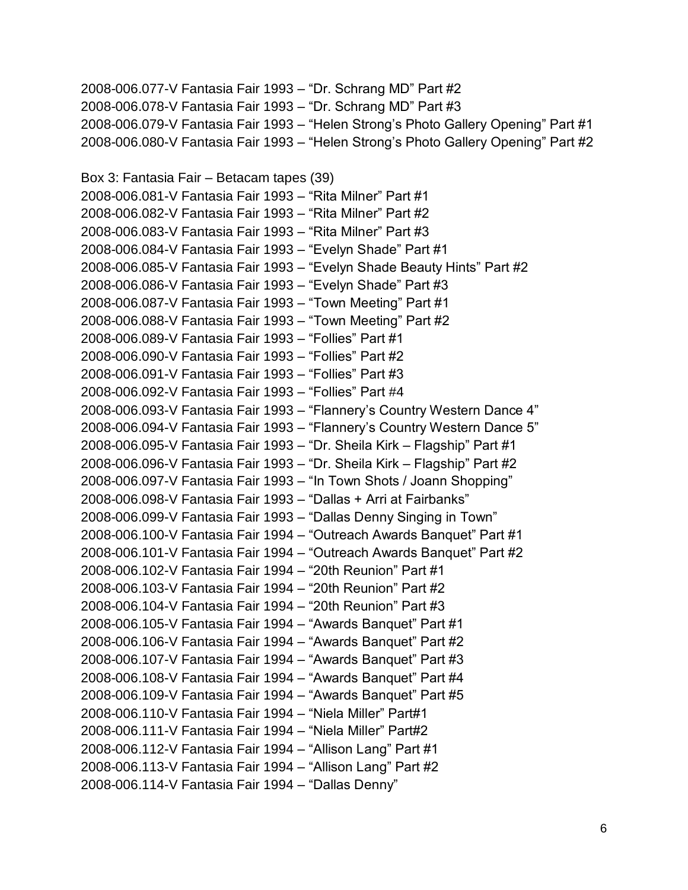2008-006.077-V Fantasia Fair 1993 – "Dr. Schrang MD" Part #2
2008-006.078-V Fantasia Fair 1993 – "Dr. Schrang MD" Part #3
2008-006.079-V Fantasia Fair 1993 – "Helen Strong's Photo Gallery Opening" Part #1
2008-006.080-V Fantasia Fair 1993 – "Helen Strong's Photo Gallery Opening" Part #2

Box 3: Fantasia Fair – Betacam tapes (39)
2008-006.081-V Fantasia Fair 1993 – "Rita Milner" Part #1
2008-006.082-V Fantasia Fair 1993 – "Rita Milner" Part #2
2008-006.083-V Fantasia Fair 1993 – "Rita Milner" Part #3
2008-006.084-V Fantasia Fair 1993 – "Evelyn Shade" Part #1
2008-006.085-V Fantasia Fair 1993 – "Evelyn Shade Beauty Hints" Part #2
2008-006.086-V Fantasia Fair 1993 – "Evelyn Shade" Part #3
2008-006.087-V Fantasia Fair 1993 – "Town Meeting" Part #1
2008-006.088-V Fantasia Fair 1993 – "Town Meeting" Part #2
2008-006.089-V Fantasia Fair 1993 – "Follies" Part #1
2008-006.090-V Fantasia Fair 1993 – "Follies" Part #2
2008-006.091-V Fantasia Fair 1993 – "Follies" Part #3
2008-006.092-V Fantasia Fair 1993 – "Follies" Part #4
2008-006.093-V Fantasia Fair 1993 – "Flannery's Country Western Dance 4"
2008-006.094-V Fantasia Fair 1993 – "Flannery's Country Western Dance 5"
2008-006.095-V Fantasia Fair 1993 – "Dr. Sheila Kirk – Flagship" Part #1
2008-006.096-V Fantasia Fair 1993 – "Dr. Sheila Kirk – Flagship" Part #2
2008-006.097-V Fantasia Fair 1993 – "In Town Shots / Joann Shopping"
2008-006.098-V Fantasia Fair 1993 – "Dallas + Arri at Fairbanks"
2008-006.099-V Fantasia Fair 1993 – "Dallas Denny Singing in Town"
2008-006.100-V Fantasia Fair 1994 – "Outreach Awards Banquet" Part #1
2008-006.101-V Fantasia Fair 1994 – "Outreach Awards Banquet" Part #2
2008-006.102-V Fantasia Fair 1994 – "20th Reunion" Part #1
2008-006.103-V Fantasia Fair 1994 – "20th Reunion" Part #2
2008-006.104-V Fantasia Fair 1994 – "20th Reunion" Part #3
2008-006.105-V Fantasia Fair 1994 – "Awards Banquet" Part #1
2008-006.106-V Fantasia Fair 1994 – "Awards Banquet" Part #2
2008-006.107-V Fantasia Fair 1994 – "Awards Banquet" Part #3
2008-006.108-V Fantasia Fair 1994 – "Awards Banquet" Part #4
2008-006.109-V Fantasia Fair 1994 – "Awards Banquet" Part #5
2008-006.110-V Fantasia Fair 1994 – "Niela Miller" Part#1
2008-006.111-V Fantasia Fair 1994 – "Niela Miller" Part#2
2008-006.112-V Fantasia Fair 1994 – "Allison Lang" Part #1
2008-006.113-V Fantasia Fair 1994 – "Allison Lang" Part #2
2008-006.114-V Fantasia Fair 1994 – "Dallas Denny"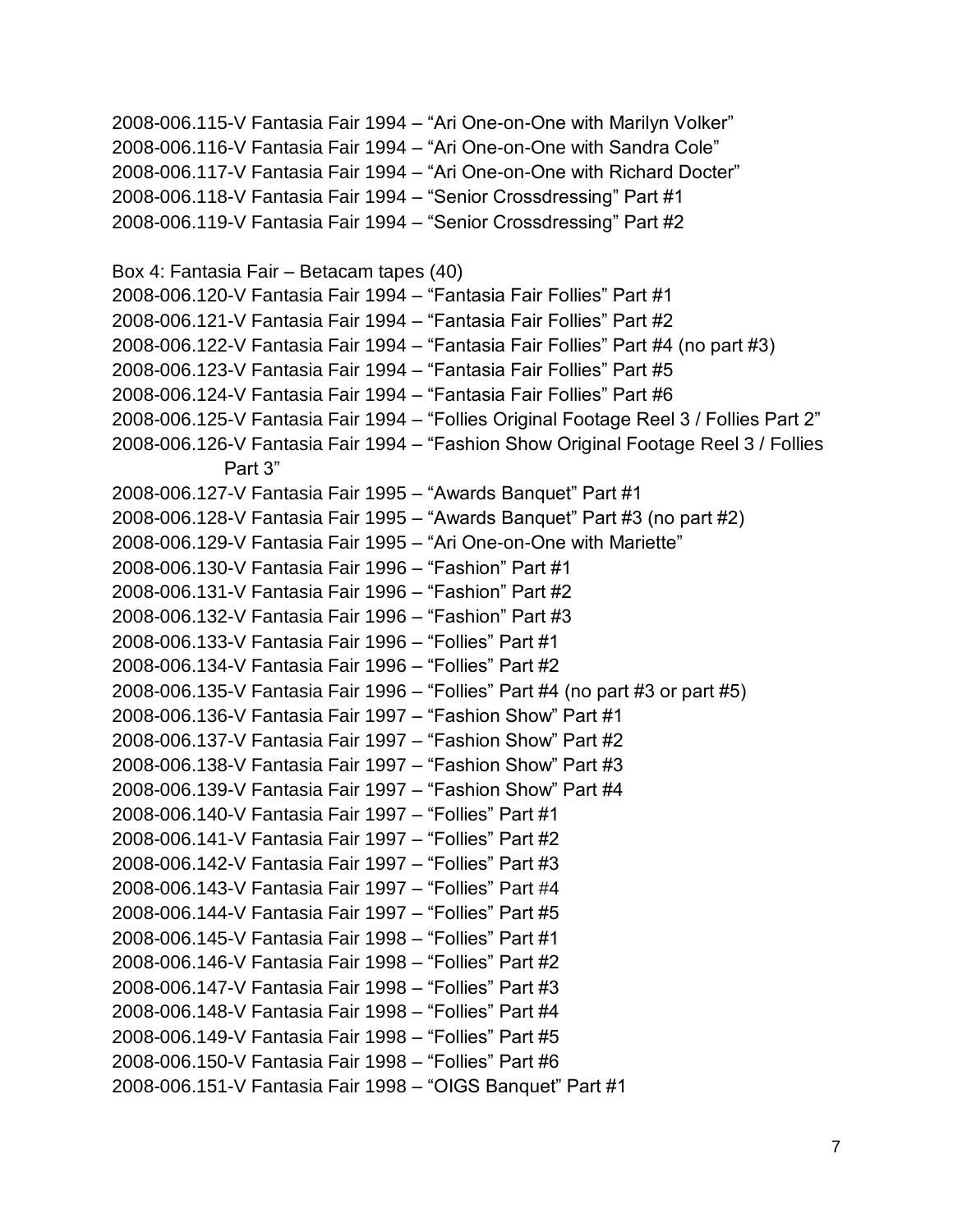2008-006.115-V Fantasia Fair 1994 – "Ari One-on-One with Marilyn Volker"
2008-006.116-V Fantasia Fair 1994 – "Ari One-on-One with Sandra Cole"
2008-006.117-V Fantasia Fair 1994 – "Ari One-on-One with Richard Docter"
2008-006.118-V Fantasia Fair 1994 – "Senior Crossdressing" Part #1
2008-006.119-V Fantasia Fair 1994 – "Senior Crossdressing" Part #2

Box 4: Fantasia Fair – Betacam tapes (40)
2008-006.120-V Fantasia Fair 1994 – "Fantasia Fair Follies" Part #1
2008-006.121-V Fantasia Fair 1994 – "Fantasia Fair Follies" Part #2
2008-006.122-V Fantasia Fair 1994 – "Fantasia Fair Follies" Part #4 (no part #3)
2008-006.123-V Fantasia Fair 1994 – "Fantasia Fair Follies" Part #5
2008-006.124-V Fantasia Fair 1994 – "Fantasia Fair Follies" Part #6
2008-006.125-V Fantasia Fair 1994 – "Follies Original Footage Reel 3 / Follies Part 2"
2008-006.126-V Fantasia Fair 1994 – "Fashion Show Original Footage Reel 3 / Follies Part 3"
2008-006.127-V Fantasia Fair 1995 – "Awards Banquet" Part #1
2008-006.128-V Fantasia Fair 1995 – "Awards Banquet" Part #3 (no part #2)
2008-006.129-V Fantasia Fair 1995 – "Ari One-on-One with Mariette"
2008-006.130-V Fantasia Fair 1996 – "Fashion" Part #1
2008-006.131-V Fantasia Fair 1996 – "Fashion" Part #2
2008-006.132-V Fantasia Fair 1996 – "Fashion" Part #3
2008-006.133-V Fantasia Fair 1996 – "Follies" Part #1
2008-006.134-V Fantasia Fair 1996 – "Follies" Part #2
2008-006.135-V Fantasia Fair 1996 – "Follies" Part #4 (no part #3 or part #5)
2008-006.136-V Fantasia Fair 1997 – "Fashion Show" Part #1
2008-006.137-V Fantasia Fair 1997 – "Fashion Show" Part #2
2008-006.138-V Fantasia Fair 1997 – "Fashion Show" Part #3
2008-006.139-V Fantasia Fair 1997 – "Fashion Show" Part #4
2008-006.140-V Fantasia Fair 1997 – "Follies" Part #1
2008-006.141-V Fantasia Fair 1997 – "Follies" Part #2
2008-006.142-V Fantasia Fair 1997 – "Follies" Part #3
2008-006.143-V Fantasia Fair 1997 – "Follies" Part #4
2008-006.144-V Fantasia Fair 1997 – "Follies" Part #5
2008-006.145-V Fantasia Fair 1998 – "Follies" Part #1
2008-006.146-V Fantasia Fair 1998 – "Follies" Part #2
2008-006.147-V Fantasia Fair 1998 – "Follies" Part #3
2008-006.148-V Fantasia Fair 1998 – "Follies" Part #4
2008-006.149-V Fantasia Fair 1998 – "Follies" Part #5
2008-006.150-V Fantasia Fair 1998 – "Follies" Part #6
2008-006.151-V Fantasia Fair 1998 – "OIGS Banquet" Part #1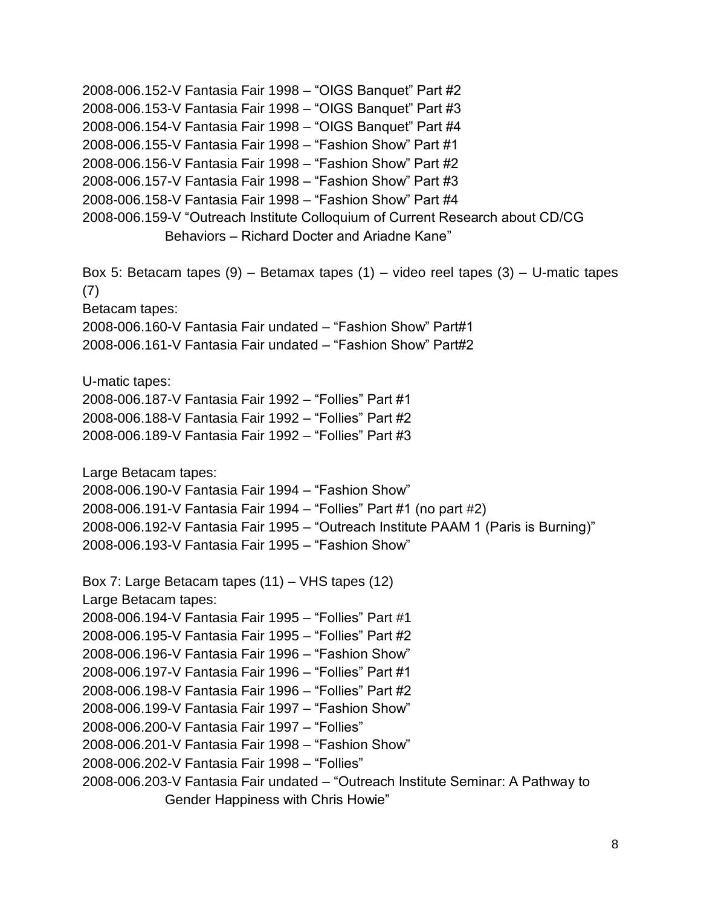2008-006.152-V Fantasia Fair 1998 – “OIGS Banquet” Part #2
2008-006.153-V Fantasia Fair 1998 – “OIGS Banquet” Part #3
2008-006.154-V Fantasia Fair 1998 – “OIGS Banquet” Part #4
2008-006.155-V Fantasia Fair 1998 – “Fashion Show” Part #1
2008-006.156-V Fantasia Fair 1998 – “Fashion Show” Part #2
2008-006.157-V Fantasia Fair 1998 – “Fashion Show” Part #3
2008-006.158-V Fantasia Fair 1998 – “Fashion Show” Part #4
2008-006.159-V “Outreach Institute Colloquium of Current Research about CD/CG Behaviors – Richard Docter and Ariadne Kane”

Box 5: Betacam tapes (9) – Betamax tapes (1) – video reel tapes (3) – U-matic tapes (7)

Betacam tapes:
2008-006.160-V Fantasia Fair undated – “Fashion Show” Part#1
2008-006.161-V Fantasia Fair undated – “Fashion Show” Part#2

U-matic tapes:
2008-006.187-V Fantasia Fair 1992 – “Follies” Part #1
2008-006.188-V Fantasia Fair 1992 – “Follies” Part #2
2008-006.189-V Fantasia Fair 1992 – “Follies” Part #3

Large Betacam tapes:
2008-006.190-V Fantasia Fair 1994 – “Fashion Show”
2008-006.191-V Fantasia Fair 1994 – “Follies” Part #1 (no part #2)
2008-006.192-V Fantasia Fair 1995 – “Outreach Institute PAAM 1 (Paris is Burning)”
2008-006.193-V Fantasia Fair 1995 – “Fashion Show”

Box 7: Large Betacam tapes (11) – VHS tapes (12)

Large Betacam tapes:
2008-006.194-V Fantasia Fair 1995 – “Follies” Part #1
2008-006.195-V Fantasia Fair 1995 – “Follies” Part #2
2008-006.196-V Fantasia Fair 1996 – “Fashion Show”
2008-006.197-V Fantasia Fair 1996 – “Follies” Part #1
2008-006.198-V Fantasia Fair 1996 – “Follies” Part #2
2008-006.199-V Fantasia Fair 1997 – “Fashion Show”
2008-006.200-V Fantasia Fair 1997 – “Follies”
2008-006.201-V Fantasia Fair 1998 – “Fashion Show”
2008-006.202-V Fantasia Fair 1998 – “Follies”
2008-006.203-V Fantasia Fair undated – “Outreach Institute Seminar: A Pathway to Gender Happiness with Chris Howie”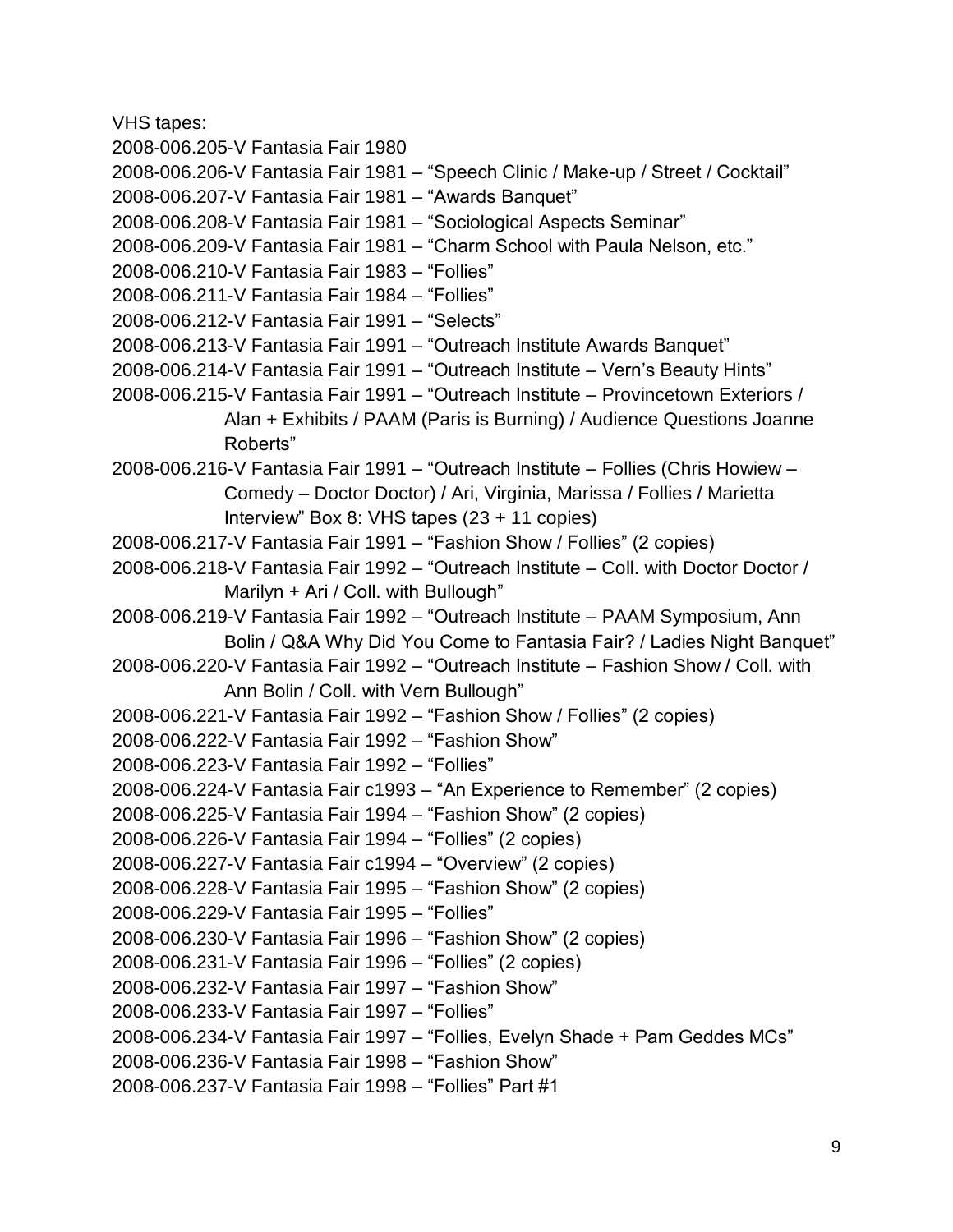VHS tapes:

2008-006.205-V Fantasia Fair 1980
2008-006.206-V Fantasia Fair 1981 – "Speech Clinic / Make-up / Street / Cocktail"
2008-006.207-V Fantasia Fair 1981 – "Awards Banquet"
2008-006.208-V Fantasia Fair 1981 – "Sociological Aspects Seminar"
2008-006.209-V Fantasia Fair 1981 – "Charm School with Paula Nelson, etc."
2008-006.210-V Fantasia Fair 1983 – "Follies"
2008-006.211-V Fantasia Fair 1984 – "Follies"
2008-006.212-V Fantasia Fair 1991 – "Selects"
2008-006.213-V Fantasia Fair 1991 – "Outreach Institute Awards Banquet"
2008-006.214-V Fantasia Fair 1991 – "Outreach Institute – Vern's Beauty Hints"
2008-006.215-V Fantasia Fair 1991 – "Outreach Institute – Provincetown Exteriors / Alan + Exhibits / PAAM (Paris is Burning) / Audience Questions Joanne Roberts"
2008-006.216-V Fantasia Fair 1991 – "Outreach Institute – Follies (Chris Howiew – Comedy – Doctor Doctor) / Ari, Virginia, Marissa / Follies / Marietta Interview" Box 8: VHS tapes (23 + 11 copies)
2008-006.217-V Fantasia Fair 1991 – "Fashion Show / Follies" (2 copies)
2008-006.218-V Fantasia Fair 1992 – "Outreach Institute – Coll. with Doctor Doctor / Marilyn + Ari / Coll. with Bullough"
2008-006.219-V Fantasia Fair 1992 – "Outreach Institute – PAAM Symposium, Ann Bolin / Q&A Why Did You Come to Fantasia Fair? / Ladies Night Banquet"
2008-006.220-V Fantasia Fair 1992 – "Outreach Institute – Fashion Show / Coll. with Ann Bolin / Coll. with Vern Bullough"
2008-006.221-V Fantasia Fair 1992 – "Fashion Show / Follies" (2 copies)
2008-006.222-V Fantasia Fair 1992 – "Fashion Show"
2008-006.223-V Fantasia Fair 1992 – "Follies"
2008-006.224-V Fantasia Fair c1993 – "An Experience to Remember" (2 copies)
2008-006.225-V Fantasia Fair 1994 – "Fashion Show" (2 copies)
2008-006.226-V Fantasia Fair 1994 – "Follies" (2 copies)
2008-006.227-V Fantasia Fair c1994 – "Overview" (2 copies)
2008-006.228-V Fantasia Fair 1995 – "Fashion Show" (2 copies)
2008-006.229-V Fantasia Fair 1995 – "Follies"
2008-006.230-V Fantasia Fair 1996 – "Fashion Show" (2 copies)
2008-006.231-V Fantasia Fair 1996 – "Follies" (2 copies)
2008-006.232-V Fantasia Fair 1997 – "Fashion Show"
2008-006.233-V Fantasia Fair 1997 – "Follies"
2008-006.234-V Fantasia Fair 1997 – "Follies, Evelyn Shade + Pam Geddes MCs"
2008-006.236-V Fantasia Fair 1998 – "Fashion Show"
2008-006.237-V Fantasia Fair 1998 – "Follies" Part #1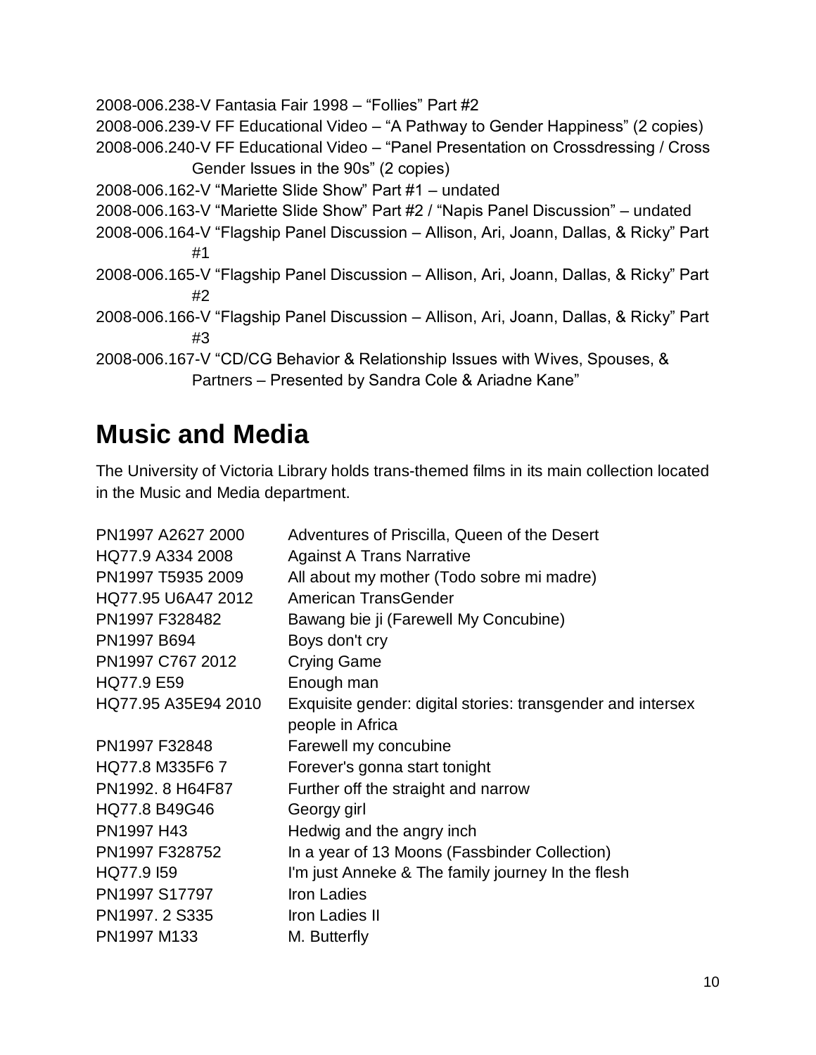2008-006.238-V Fantasia Fair 1998 – “Follies” Part #2

2008-006.239-V FF Educational Video – “A Pathway to Gender Happiness” (2 copies)

2008-006.240-V FF Educational Video – “Panel Presentation on Crossdressing / Cross Gender Issues in the 90s” (2 copies)

2008-006.162-V “Mariette Slide Show” Part #1 – undated

2008-006.163-V “Mariette Slide Show” Part #2 / “Napis Panel Discussion” – undated

2008-006.164-V “Flagship Panel Discussion – Allison, Ari, Joann, Dallas, & Ricky” Part #1

2008-006.165-V “Flagship Panel Discussion – Allison, Ari, Joann, Dallas, & Ricky” Part #2

2008-006.166-V “Flagship Panel Discussion – Allison, Ari, Joann, Dallas, & Ricky” Part #3

2008-006.167-V “CD/CG Behavior & Relationship Issues with Wives, Spouses, & Partners – Presented by Sandra Cole & Ariadne Kane”

# Music and Media

The University of Victoria Library holds trans-themed films in its main collection located in the Music and Media department.

| | |
|---|---|
| PN1997 A2627 2000 | Adventures of Priscilla, Queen of the Desert |
| HQ77.9 A334 2008 | Against A Trans Narrative |
| PN1997 T5935 2009 | All about my mother (Todo sobre mi madre) |
| HQ77.95 U6A47 2012 | American TransGender |
| PN1997 F328482 | Bawang bie ji (Farewell My Concubine) |
| PN1997 B694 | Boys don't cry |
| PN1997 C767 2012 | Crying Game |
| HQ77.9 E59 | Enough man |
| HQ77.95 A35E94 2010 | Exquisite gender: digital stories: transgender and intersex people in Africa |
| PN1997 F32848 | Farewell my concubine |
| HQ77.8 M335F6 7 | Forever's gonna start tonight |
| PN1992. 8 H64F87 | Further off the straight and narrow |
| HQ77.8 B49G46 | Georgy girl |
| PN1997 H43 | Hedwig and the angry inch |
| PN1997 F328752 | In a year of 13 Moons (Fassbinder Collection) |
| HQ77.9 I59 | I'm just Anneke & The family journey In the flesh |
| PN1997 S17797 | Iron Ladies |
| PN1997. 2 S335 | Iron Ladies II |
| PN1997 M133 | M. Butterfly |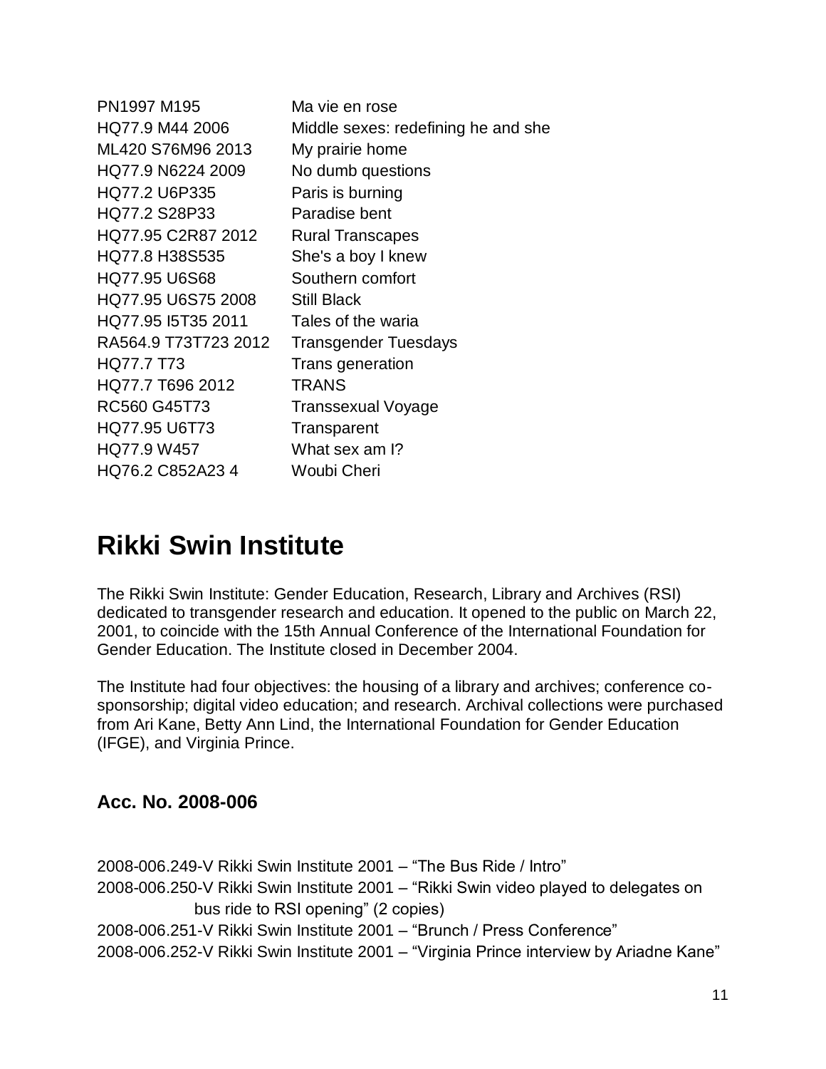| | |
|---|---|
| PN1997 M195 | Ma vie en rose |
| HQ77.9 M44 2006 | Middle sexes: redefining he and she |
| ML420 S76M96 2013 | My prairie home |
| HQ77.9 N6224 2009 | No dumb questions |
| HQ77.2 U6P335 | Paris is burning |
| HQ77.2 S28P33 | Paradise bent |
| HQ77.95 C2R87 2012 | Rural Transcapes |
| HQ77.8 H38S535 | She's a boy I knew |
| HQ77.95 U6S68 | Southern comfort |
| HQ77.95 U6S75 2008 | Still Black |
| HQ77.95 I5T35 2011 | Tales of the waria |
| RA564.9 T73T723 2012 | Transgender Tuesdays |
| HQ77.7 T73 | Trans generation |
| HQ77.7 T696 2012 | TRANS |
| RC560 G45T73 | Transsexual Voyage |
| HQ77.95 U6T73 | Transparent |
| HQ77.9 W457 | What sex am I? |
| HQ76.2 C852A23 4 | Woubi Cheri |

# Rikki Swin Institute

The Rikki Swin Institute: Gender Education, Research, Library and Archives (RSI) dedicated to transgender research and education. It opened to the public on March 22, 2001, to coincide with the 15th Annual Conference of the International Foundation for Gender Education. The Institute closed in December 2004.

The Institute had four objectives: the housing of a library and archives; conference co-sponsorship; digital video education; and research. Archival collections were purchased from Ari Kane, Betty Ann Lind, the International Foundation for Gender Education (IFGE), and Virginia Prince.

## Acc. No. 2008-006

2008-006.249-V Rikki Swin Institute 2001 – “The Bus Ride / Intro”
2008-006.250-V Rikki Swin Institute 2001 – “Rikki Swin video played to delegates on bus ride to RSI opening” (2 copies)
2008-006.251-V Rikki Swin Institute 2001 – “Brunch / Press Conference”
2008-006.252-V Rikki Swin Institute 2001 – “Virginia Prince interview by Ariadne Kane”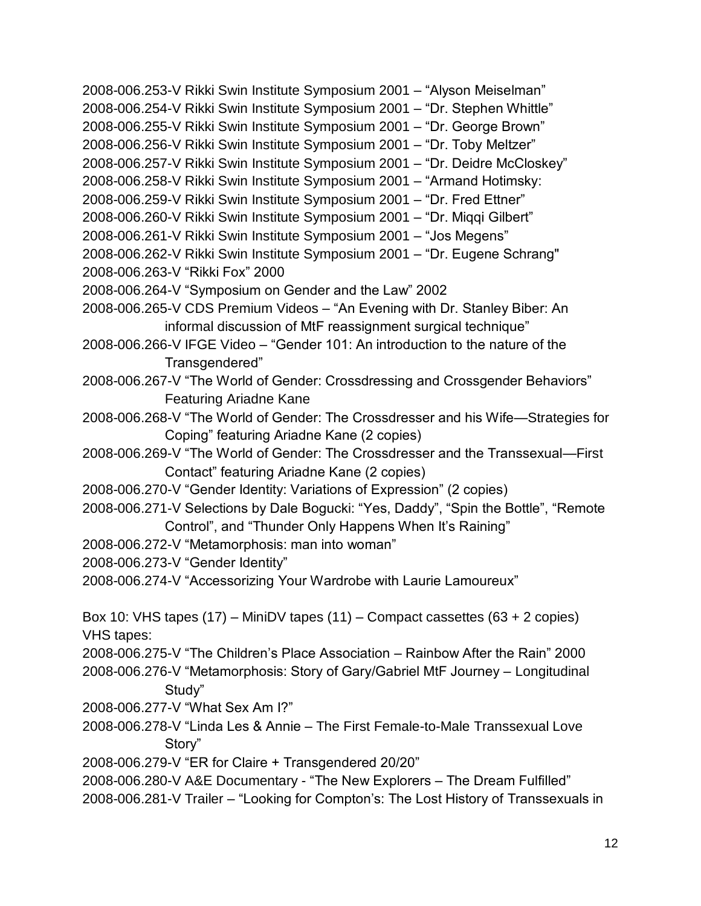2008-006.253-V Rikki Swin Institute Symposium 2001 – "Alyson Meiselman"
2008-006.254-V Rikki Swin Institute Symposium 2001 – "Dr. Stephen Whittle"
2008-006.255-V Rikki Swin Institute Symposium 2001 – "Dr. George Brown"
2008-006.256-V Rikki Swin Institute Symposium 2001 – "Dr. Toby Meltzer"
2008-006.257-V Rikki Swin Institute Symposium 2001 – "Dr. Deidre McCloskey"
2008-006.258-V Rikki Swin Institute Symposium 2001 – "Armand Hotimsky:
2008-006.259-V Rikki Swin Institute Symposium 2001 – "Dr. Fred Ettner"
2008-006.260-V Rikki Swin Institute Symposium 2001 – "Dr. Miqqi Gilbert"
2008-006.261-V Rikki Swin Institute Symposium 2001 – "Jos Megens"
2008-006.262-V Rikki Swin Institute Symposium 2001 – "Dr. Eugene Schrang"
2008-006.263-V "Rikki Fox" 2000
2008-006.264-V "Symposium on Gender and the Law" 2002
2008-006.265-V CDS Premium Videos – "An Evening with Dr. Stanley Biber: An informal discussion of MtF reassignment surgical technique"
2008-006.266-V IFGE Video – "Gender 101: An introduction to the nature of the Transgendered"
2008-006.267-V "The World of Gender: Crossdressing and Crossgender Behaviors" Featuring Ariadne Kane
2008-006.268-V "The World of Gender: The Crossdresser and his Wife—Strategies for Coping" featuring Ariadne Kane (2 copies)
2008-006.269-V "The World of Gender: The Crossdresser and the Transsexual—First Contact" featuring Ariadne Kane (2 copies)
2008-006.270-V "Gender Identity: Variations of Expression" (2 copies)
2008-006.271-V Selections by Dale Bogucki: "Yes, Daddy", "Spin the Bottle", "Remote Control", and "Thunder Only Happens When It's Raining"
2008-006.272-V "Metamorphosis: man into woman"
2008-006.273-V "Gender Identity"
2008-006.274-V "Accessorizing Your Wardrobe with Laurie Lamoureux"

Box 10: VHS tapes (17) – MiniDV tapes (11) – Compact cassettes (63 + 2 copies)
VHS tapes:
2008-006.275-V "The Children's Place Association – Rainbow After the Rain" 2000
2008-006.276-V "Metamorphosis: Story of Gary/Gabriel MtF Journey – Longitudinal Study"
2008-006.277-V "What Sex Am I?"
2008-006.278-V "Linda Les & Annie – The First Female-to-Male Transsexual Love Story"
2008-006.279-V "ER for Claire + Transgendered 20/20"
2008-006.280-V A&E Documentary - "The New Explorers – The Dream Fulfilled"
2008-006.281-V Trailer – "Looking for Compton's: The Lost History of Transsexuals in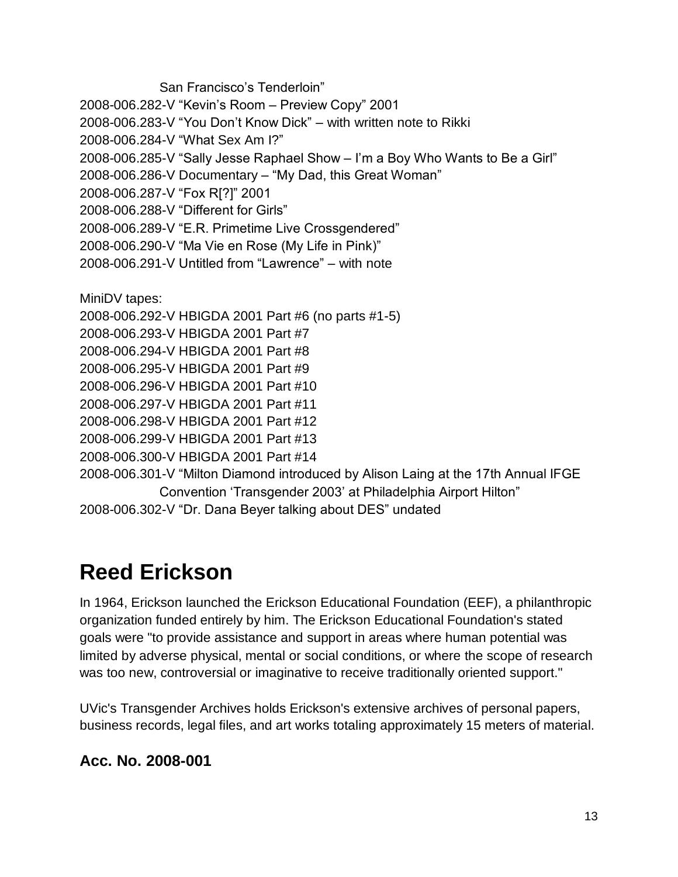San Francisco's Tenderloin"

2008-006.282-V "Kevin's Room – Preview Copy" 2001
2008-006.283-V "You Don't Know Dick" – with written note to Rikki
2008-006.284-V "What Sex Am I?"
2008-006.285-V "Sally Jesse Raphael Show – I'm a Boy Who Wants to Be a Girl"
2008-006.286-V Documentary – "My Dad, this Great Woman"
2008-006.287-V "Fox R[?]" 2001
2008-006.288-V "Different for Girls"
2008-006.289-V "E.R. Primetime Live Crossgendered"
2008-006.290-V "Ma Vie en Rose (My Life in Pink)"
2008-006.291-V Untitled from "Lawrence" – with note

MiniDV tapes:
2008-006.292-V HBIGDA 2001 Part #6 (no parts #1-5)
2008-006.293-V HBIGDA 2001 Part #7
2008-006.294-V HBIGDA 2001 Part #8
2008-006.295-V HBIGDA 2001 Part #9
2008-006.296-V HBIGDA 2001 Part #10
2008-006.297-V HBIGDA 2001 Part #11
2008-006.298-V HBIGDA 2001 Part #12
2008-006.299-V HBIGDA 2001 Part #13
2008-006.300-V HBIGDA 2001 Part #14
2008-006.301-V "Milton Diamond introduced by Alison Laing at the 17th Annual IFGE Convention 'Transgender 2003' at Philadelphia Airport Hilton"
2008-006.302-V "Dr. Dana Beyer talking about DES" undated

# Reed Erickson

In 1964, Erickson launched the Erickson Educational Foundation (EEF), a philanthropic organization funded entirely by him. The Erickson Educational Foundation's stated goals were "to provide assistance and support in areas where human potential was limited by adverse physical, mental or social conditions, or where the scope of research was too new, controversial or imaginative to receive traditionally oriented support."

UVic's Transgender Archives holds Erickson's extensive archives of personal papers, business records, legal files, and art works totaling approximately 15 meters of material.

## Acc. No. 2008-001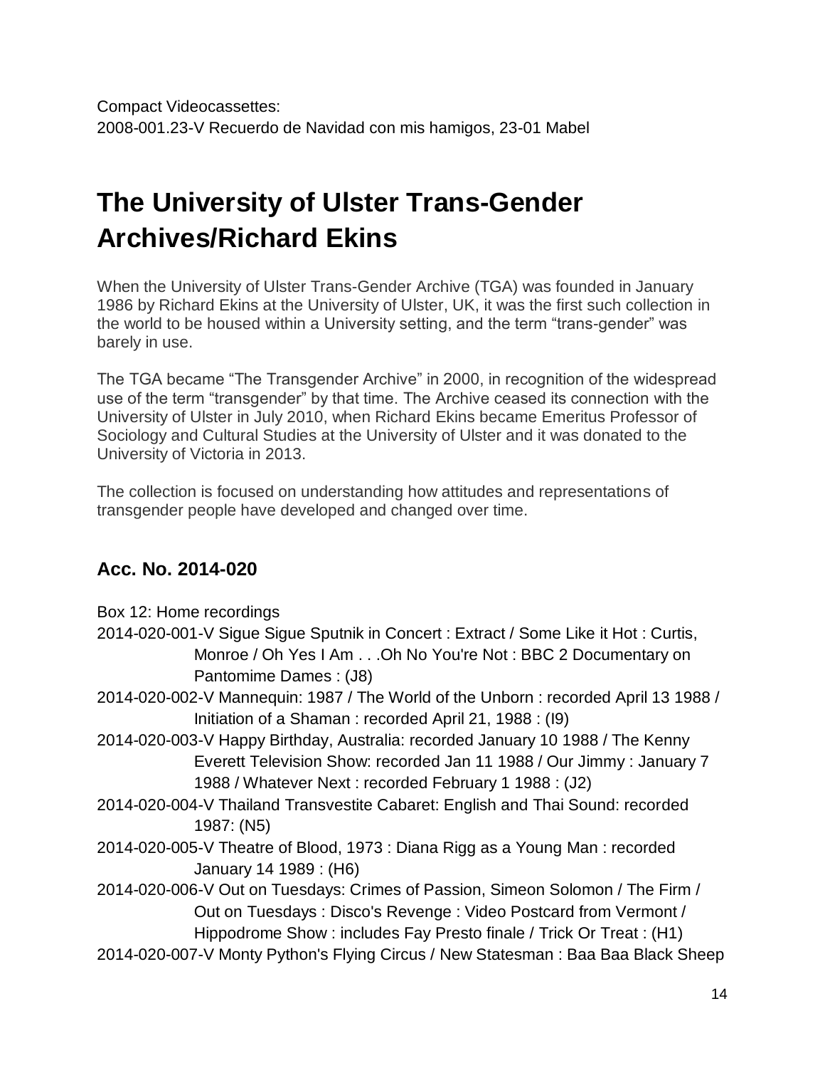Compact Videocassettes:
2008-001.23-V Recuerdo de Navidad con mis hamigos, 23-01 Mabel

# The University of Ulster Trans-Gender Archives/Richard Ekins

When the University of Ulster Trans-Gender Archive (TGA) was founded in January 1986 by Richard Ekins at the University of Ulster, UK, it was the first such collection in the world to be housed within a University setting, and the term "trans-gender" was barely in use.

The TGA became "The Transgender Archive" in 2000, in recognition of the widespread use of the term "transgender" by that time. The Archive ceased its connection with the University of Ulster in July 2010, when Richard Ekins became Emeritus Professor of Sociology and Cultural Studies at the University of Ulster and it was donated to the University of Victoria in 2013.

The collection is focused on understanding how attitudes and representations of transgender people have developed and changed over time.

## Acc. No. 2014-020

Box 12: Home recordings

2014-020-001-V Sigue Sigue Sputnik in Concert : Extract / Some Like it Hot : Curtis, Monroe / Oh Yes I Am . . .Oh No You're Not : BBC 2 Documentary on Pantomime Dames : (J8)

2014-020-002-V Mannequin: 1987 / The World of the Unborn : recorded April 13 1988 / Initiation of a Shaman : recorded April 21, 1988 : (I9)

2014-020-003-V Happy Birthday, Australia: recorded January 10 1988 / The Kenny Everett Television Show: recorded Jan 11 1988 / Our Jimmy : January 7 1988 / Whatever Next : recorded February 1 1988 : (J2)

2014-020-004-V Thailand Transvestite Cabaret: English and Thai Sound: recorded 1987: (N5)

2014-020-005-V Theatre of Blood, 1973 : Diana Rigg as a Young Man : recorded January 14 1989 : (H6)

2014-020-006-V Out on Tuesdays: Crimes of Passion, Simeon Solomon / The Firm / Out on Tuesdays : Disco's Revenge : Video Postcard from Vermont / Hippodrome Show : includes Fay Presto finale / Trick Or Treat : (H1)

2014-020-007-V Monty Python's Flying Circus / New Statesman : Baa Baa Black Sheep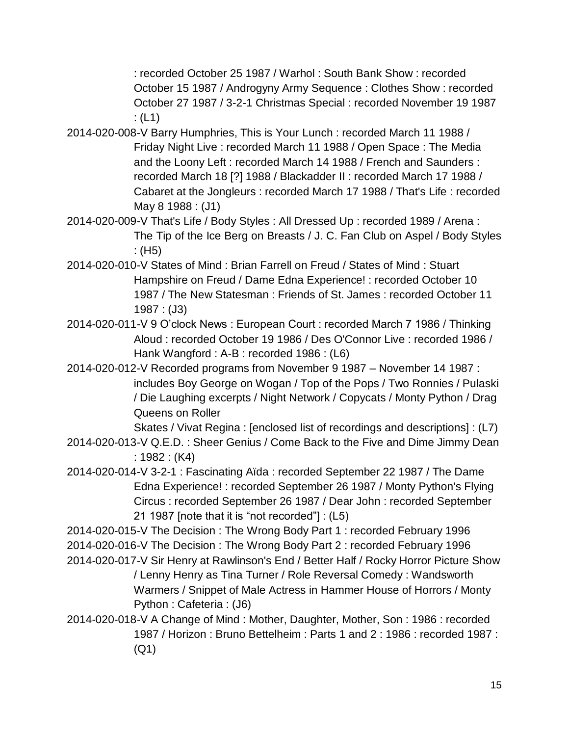: recorded October 25 1987 / Warhol : South Bank Show : recorded October 15 1987 / Androgyny Army Sequence : Clothes Show : recorded October 27 1987 / 3-2-1 Christmas Special : recorded November 19 1987 : (L1)

2014-020-008-V Barry Humphries, This is Your Lunch : recorded March 11 1988 / Friday Night Live : recorded March 11 1988 / Open Space : The Media and the Loony Left : recorded March 14 1988 / French and Saunders : recorded March 18 [?] 1988 / Blackadder II : recorded March 17 1988 / Cabaret at the Jongleurs : recorded March 17 1988 / That's Life : recorded May 8 1988 : (J1)

2014-020-009-V That's Life / Body Styles : All Dressed Up : recorded 1989 / Arena : The Tip of the Ice Berg on Breasts / J. C. Fan Club on Aspel / Body Styles : (H5)

2014-020-010-V States of Mind : Brian Farrell on Freud / States of Mind : Stuart Hampshire on Freud / Dame Edna Experience! : recorded October 10 1987 / The New Statesman : Friends of St. James : recorded October 11 1987 : (J3)

2014-020-011-V 9 O'clock News : European Court : recorded March 7 1986 / Thinking Aloud : recorded October 19 1986 / Des O'Connor Live : recorded 1986 / Hank Wangford : A-B : recorded 1986 : (L6)

2014-020-012-V Recorded programs from November 9 1987 – November 14 1987 : includes Boy George on Wogan / Top of the Pops / Two Ronnies / Pulaski / Die Laughing excerpts / Night Network / Copycats / Monty Python / Drag Queens on Roller Skates / Vivat Regina : [enclosed list of recordings and descriptions] : (L7)

2014-020-013-V Q.E.D. : Sheer Genius / Come Back to the Five and Dime Jimmy Dean : 1982 : (K4)

2014-020-014-V 3-2-1 : Fascinating Aïda : recorded September 22 1987 / The Dame Edna Experience! : recorded September 26 1987 / Monty Python's Flying Circus : recorded September 26 1987 / Dear John : recorded September 21 1987 [note that it is "not recorded"] : (L5)

2014-020-015-V The Decision : The Wrong Body Part 1 : recorded February 1996

2014-020-016-V The Decision : The Wrong Body Part 2 : recorded February 1996

2014-020-017-V Sir Henry at Rawlinson's End / Better Half / Rocky Horror Picture Show / Lenny Henry as Tina Turner / Role Reversal Comedy : Wandsworth Warmers / Snippet of Male Actress in Hammer House of Horrors / Monty Python : Cafeteria : (J6)

2014-020-018-V A Change of Mind : Mother, Daughter, Mother, Son : 1986 : recorded 1987 / Horizon : Bruno Bettelheim : Parts 1 and 2 : 1986 : recorded 1987 : (Q1)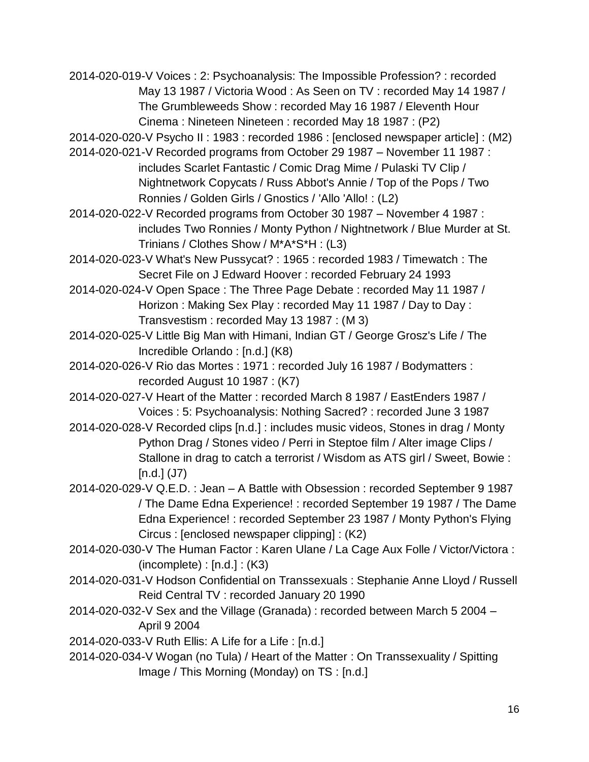2014-020-019-V Voices : 2: Psychoanalysis: The Impossible Profession? : recorded May 13 1987 / Victoria Wood : As Seen on TV : recorded May 14 1987 / The Grumbleweeds Show : recorded May 16 1987 / Eleventh Hour Cinema : Nineteen Nineteen : recorded May 18 1987 : (P2)

2014-020-020-V Psycho II : 1983 : recorded 1986 : [enclosed newspaper article] : (M2)

2014-020-021-V Recorded programs from October 29 1987 – November 11 1987 : includes Scarlet Fantastic / Comic Drag Mime / Pulaski TV Clip / Nightnetwork Copycats / Russ Abbot's Annie / Top of the Pops / Two Ronnies / Golden Girls / Gnostics / 'Allo 'Allo! : (L2)

2014-020-022-V Recorded programs from October 30 1987 – November 4 1987 : includes Two Ronnies / Monty Python / Nightnetwork / Blue Murder at St. Trinians / Clothes Show / M*A*S*H : (L3)

2014-020-023-V What's New Pussycat? : 1965 : recorded 1983 / Timewatch : The Secret File on J Edward Hoover : recorded February 24 1993

2014-020-024-V Open Space : The Three Page Debate : recorded May 11 1987 / Horizon : Making Sex Play : recorded May 11 1987 / Day to Day : Transvestism : recorded May 13 1987 : (M 3)

2014-020-025-V Little Big Man with Himani, Indian GT / George Grosz's Life / The Incredible Orlando : [n.d.] (K8)

2014-020-026-V Rio das Mortes : 1971 : recorded July 16 1987 / Bodymatters : recorded August 10 1987 : (K7)

2014-020-027-V Heart of the Matter : recorded March 8 1987 / EastEnders 1987 / Voices : 5: Psychoanalysis: Nothing Sacred? : recorded June 3 1987

2014-020-028-V Recorded clips [n.d.] : includes music videos, Stones in drag / Monty Python Drag / Stones video / Perri in Steptoe film / Alter image Clips / Stallone in drag to catch a terrorist / Wisdom as ATS girl / Sweet, Bowie : [n.d.] (J7)

2014-020-029-V Q.E.D. : Jean – A Battle with Obsession : recorded September 9 1987 / The Dame Edna Experience! : recorded September 19 1987 / The Dame Edna Experience! : recorded September 23 1987 / Monty Python's Flying Circus : [enclosed newspaper clipping] : (K2)

2014-020-030-V The Human Factor : Karen Ulane / La Cage Aux Folle / Victor/Victora : (incomplete) : [n.d.] : (K3)

2014-020-031-V Hodson Confidential on Transsexuals : Stephanie Anne Lloyd / Russell Reid Central TV : recorded January 20 1990

2014-020-032-V Sex and the Village (Granada) : recorded between March 5 2004 – April 9 2004

2014-020-033-V Ruth Ellis: A Life for a Life : [n.d.]

2014-020-034-V Wogan (no Tula) / Heart of the Matter : On Transsexuality / Spitting Image / This Morning (Monday) on TS : [n.d.]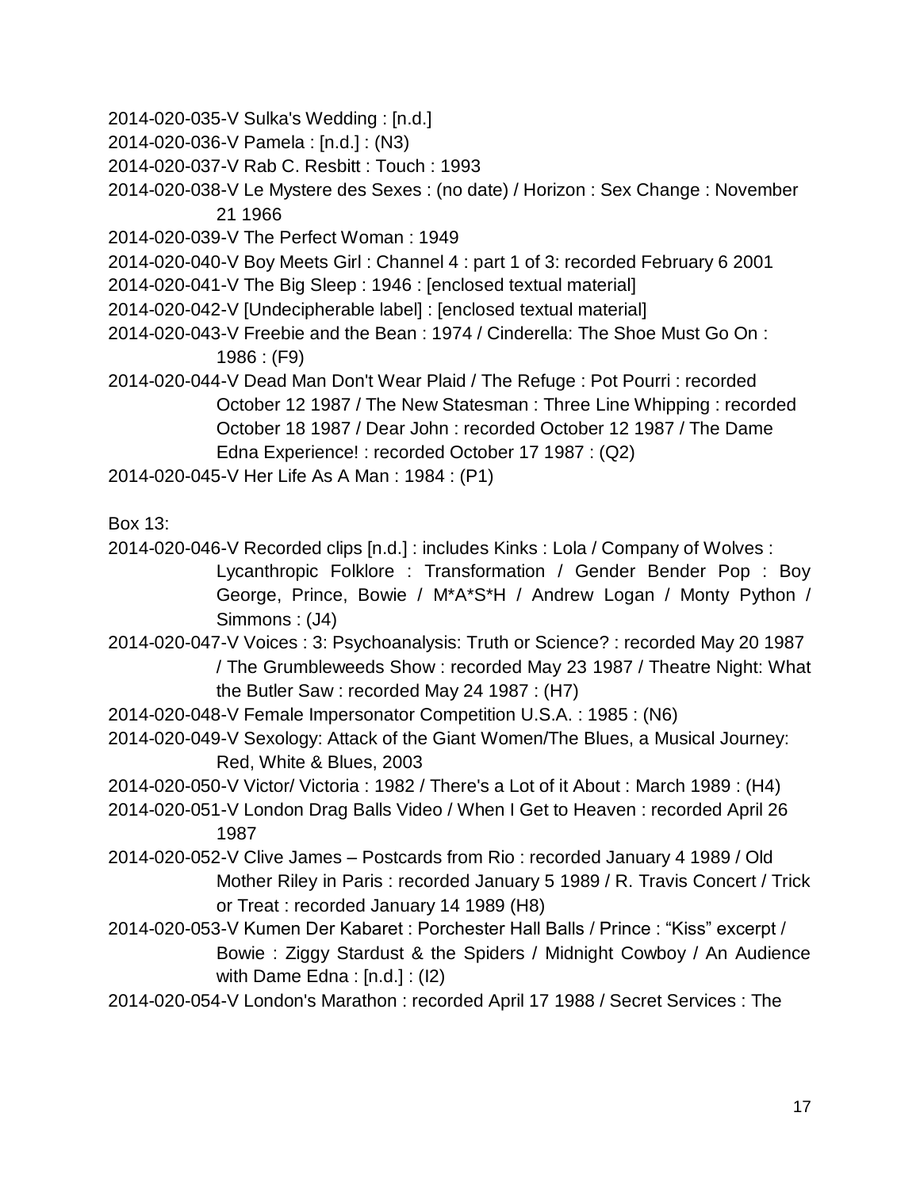2014-020-035-V Sulka's Wedding : [n.d.]

2014-020-036-V Pamela : [n.d.] : (N3)

2014-020-037-V Rab C. Resbitt : Touch : 1993

2014-020-038-V Le Mystere des Sexes : (no date) / Horizon : Sex Change : November 21 1966

2014-020-039-V The Perfect Woman : 1949

2014-020-040-V Boy Meets Girl : Channel 4 : part 1 of 3: recorded February 6 2001

2014-020-041-V The Big Sleep : 1946 : [enclosed textual material]

2014-020-042-V [Undecipherable label] : [enclosed textual material]

2014-020-043-V Freebie and the Bean : 1974 / Cinderella: The Shoe Must Go On : 1986 : (F9)

2014-020-044-V Dead Man Don't Wear Plaid / The Refuge : Pot Pourri : recorded October 12 1987 / The New Statesman : Three Line Whipping : recorded October 18 1987 / Dear John : recorded October 12 1987 / The Dame Edna Experience! : recorded October 17 1987 : (Q2)

2014-020-045-V Her Life As A Man : 1984 : (P1)

Box 13:

2014-020-046-V Recorded clips [n.d.] : includes Kinks : Lola / Company of Wolves : Lycanthropic Folklore : Transformation / Gender Bender Pop : Boy George, Prince, Bowie / M*A*S*H / Andrew Logan / Monty Python / Simmons : (J4)

2014-020-047-V Voices : 3: Psychoanalysis: Truth or Science? : recorded May 20 1987 / The Grumbleweeds Show : recorded May 23 1987 / Theatre Night: What the Butler Saw : recorded May 24 1987 : (H7)

2014-020-048-V Female Impersonator Competition U.S.A. : 1985 : (N6)

2014-020-049-V Sexology: Attack of the Giant Women/The Blues, a Musical Journey: Red, White & Blues, 2003

2014-020-050-V Victor/ Victoria : 1982 / There's a Lot of it About : March 1989 : (H4)

2014-020-051-V London Drag Balls Video / When I Get to Heaven : recorded April 26 1987

2014-020-052-V Clive James – Postcards from Rio : recorded January 4 1989 / Old Mother Riley in Paris : recorded January 5 1989 / R. Travis Concert / Trick or Treat : recorded January 14 1989 (H8)

2014-020-053-V Kumen Der Kabaret : Porchester Hall Balls / Prince : “Kiss” excerpt / Bowie : Ziggy Stardust & the Spiders / Midnight Cowboy / An Audience with Dame Edna : [n.d.] : (I2)

2014-020-054-V London's Marathon : recorded April 17 1988 / Secret Services : The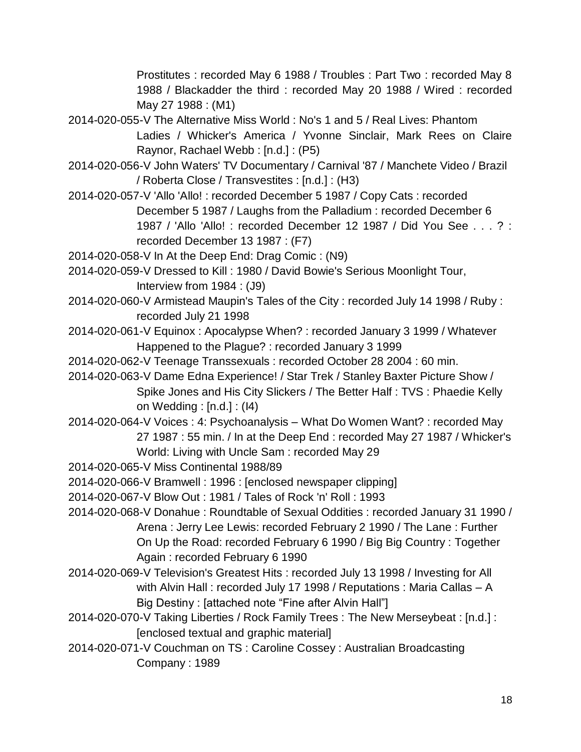Prostitutes : recorded May 6 1988 / Troubles : Part Two : recorded May 8 1988 / Blackadder the third : recorded May 20 1988 / Wired : recorded May 27 1988 : (M1)

2014-020-055-V The Alternative Miss World : No's 1 and 5 / Real Lives: Phantom Ladies / Whicker's America / Yvonne Sinclair, Mark Rees on Claire Raynor, Rachael Webb : [n.d.] : (P5)

2014-020-056-V John Waters' TV Documentary / Carnival '87 / Manchete Video / Brazil / Roberta Close / Transvestites : [n.d.] : (H3)

2014-020-057-V 'Allo 'Allo! : recorded December 5 1987 / Copy Cats : recorded December 5 1987 / Laughs from the Palladium : recorded December 6 1987 / 'Allo 'Allo! : recorded December 12 1987 / Did You See . . . ? : recorded December 13 1987 : (F7)

2014-020-058-V In At the Deep End: Drag Comic : (N9)

2014-020-059-V Dressed to Kill : 1980 / David Bowie's Serious Moonlight Tour, Interview from 1984 : (J9)

2014-020-060-V Armistead Maupin's Tales of the City : recorded July 14 1998 / Ruby : recorded July 21 1998

2014-020-061-V Equinox : Apocalypse When? : recorded January 3 1999 / Whatever Happened to the Plague? : recorded January 3 1999

2014-020-062-V Teenage Transsexuals : recorded October 28 2004 : 60 min.

2014-020-063-V Dame Edna Experience! / Star Trek / Stanley Baxter Picture Show / Spike Jones and His City Slickers / The Better Half : TVS : Phaedie Kelly on Wedding : [n.d.] : (I4)

2014-020-064-V Voices : 4: Psychoanalysis – What Do Women Want? : recorded May 27 1987 : 55 min. / In at the Deep End : recorded May 27 1987 / Whicker's World: Living with Uncle Sam : recorded May 29

2014-020-065-V Miss Continental 1988/89

2014-020-066-V Bramwell : 1996 : [enclosed newspaper clipping]

2014-020-067-V Blow Out : 1981 / Tales of Rock 'n' Roll : 1993

2014-020-068-V Donahue : Roundtable of Sexual Oddities : recorded January 31 1990 / Arena : Jerry Lee Lewis: recorded February 2 1990 / The Lane : Further On Up the Road: recorded February 6 1990 / Big Big Country : Together Again : recorded February 6 1990

2014-020-069-V Television's Greatest Hits : recorded July 13 1998 / Investing for All with Alvin Hall : recorded July 17 1998 / Reputations : Maria Callas – A Big Destiny : [attached note "Fine after Alvin Hall"]

2014-020-070-V Taking Liberties / Rock Family Trees : The New Merseybeat : [n.d.] : [enclosed textual and graphic material]

2014-020-071-V Couchman on TS : Caroline Cossey : Australian Broadcasting Company : 1989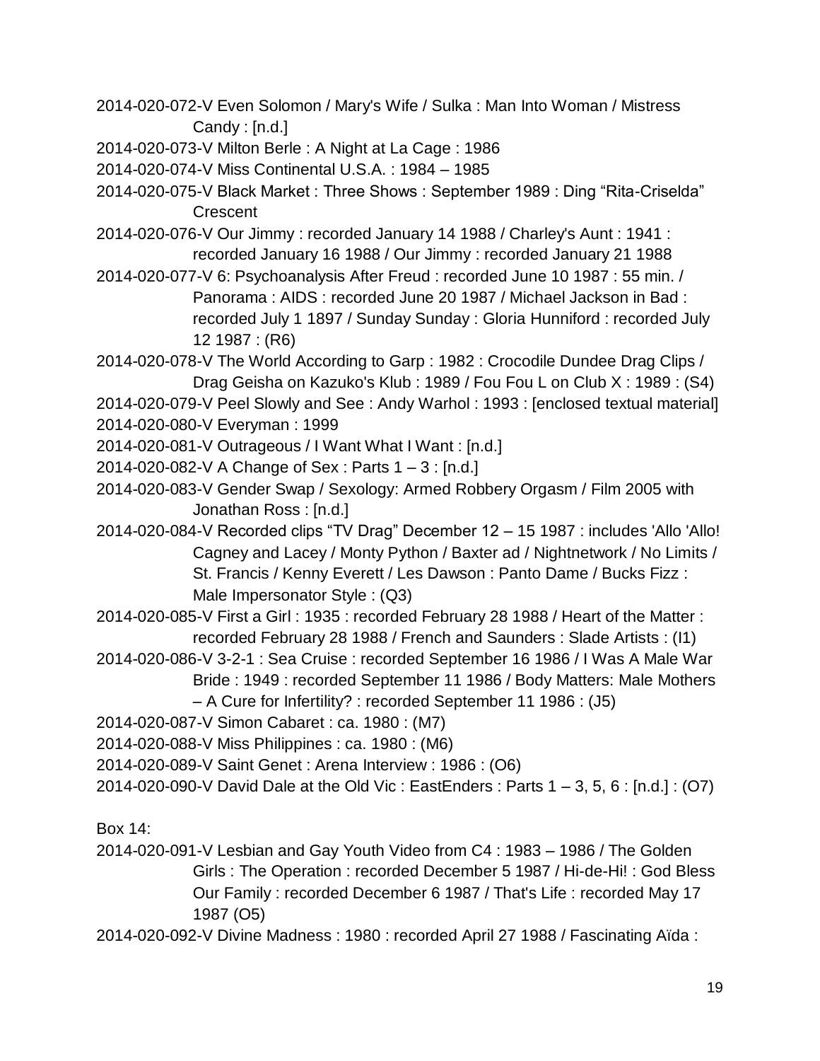2014-020-072-V Even Solomon / Mary's Wife / Sulka : Man Into Woman / Mistress Candy : [n.d.]

2014-020-073-V Milton Berle : A Night at La Cage : 1986

2014-020-074-V Miss Continental U.S.A. : 1984 – 1985

2014-020-075-V Black Market : Three Shows : September 1989 : Ding "Rita-Criselda" Crescent

2014-020-076-V Our Jimmy : recorded January 14 1988 / Charley's Aunt : 1941 : recorded January 16 1988 / Our Jimmy : recorded January 21 1988

2014-020-077-V 6: Psychoanalysis After Freud : recorded June 10 1987 : 55 min. / Panorama : AIDS : recorded June 20 1987 / Michael Jackson in Bad : recorded July 1 1897 / Sunday Sunday : Gloria Hunniford : recorded July 12 1987 : (R6)

2014-020-078-V The World According to Garp : 1982 : Crocodile Dundee Drag Clips / Drag Geisha on Kazuko's Klub : 1989 / Fou Fou L on Club X : 1989 : (S4)

2014-020-079-V Peel Slowly and See : Andy Warhol : 1993 : [enclosed textual material]

2014-020-080-V Everyman : 1999

2014-020-081-V Outrageous / I Want What I Want : [n.d.]

2014-020-082-V A Change of Sex : Parts 1 – 3 : [n.d.]

2014-020-083-V Gender Swap / Sexology: Armed Robbery Orgasm / Film 2005 with Jonathan Ross : [n.d.]

2014-020-084-V Recorded clips "TV Drag" December 12 – 15 1987 : includes 'Allo 'Allo! Cagney and Lacey / Monty Python / Baxter ad / Nightnetwork / No Limits / St. Francis / Kenny Everett / Les Dawson : Panto Dame / Bucks Fizz : Male Impersonator Style : (Q3)

2014-020-085-V First a Girl : 1935 : recorded February 28 1988 / Heart of the Matter : recorded February 28 1988 / French and Saunders : Slade Artists : (I1)

2014-020-086-V 3-2-1 : Sea Cruise : recorded September 16 1986 / I Was A Male War Bride : 1949 : recorded September 11 1986 / Body Matters: Male Mothers – A Cure for Infertility? : recorded September 11 1986 : (J5)

2014-020-087-V Simon Cabaret : ca. 1980 : (M7)

2014-020-088-V Miss Philippines : ca. 1980 : (M6)

2014-020-089-V Saint Genet : Arena Interview : 1986 : (O6)

2014-020-090-V David Dale at the Old Vic : EastEnders : Parts 1 – 3, 5, 6 : [n.d.] : (O7)

Box 14:

2014-020-091-V Lesbian and Gay Youth Video from C4 : 1983 – 1986 / The Golden Girls : The Operation : recorded December 5 1987 / Hi-de-Hi! : God Bless Our Family : recorded December 6 1987 / That's Life : recorded May 17 1987 (O5)

2014-020-092-V Divine Madness : 1980 : recorded April 27 1988 / Fascinating Aïda :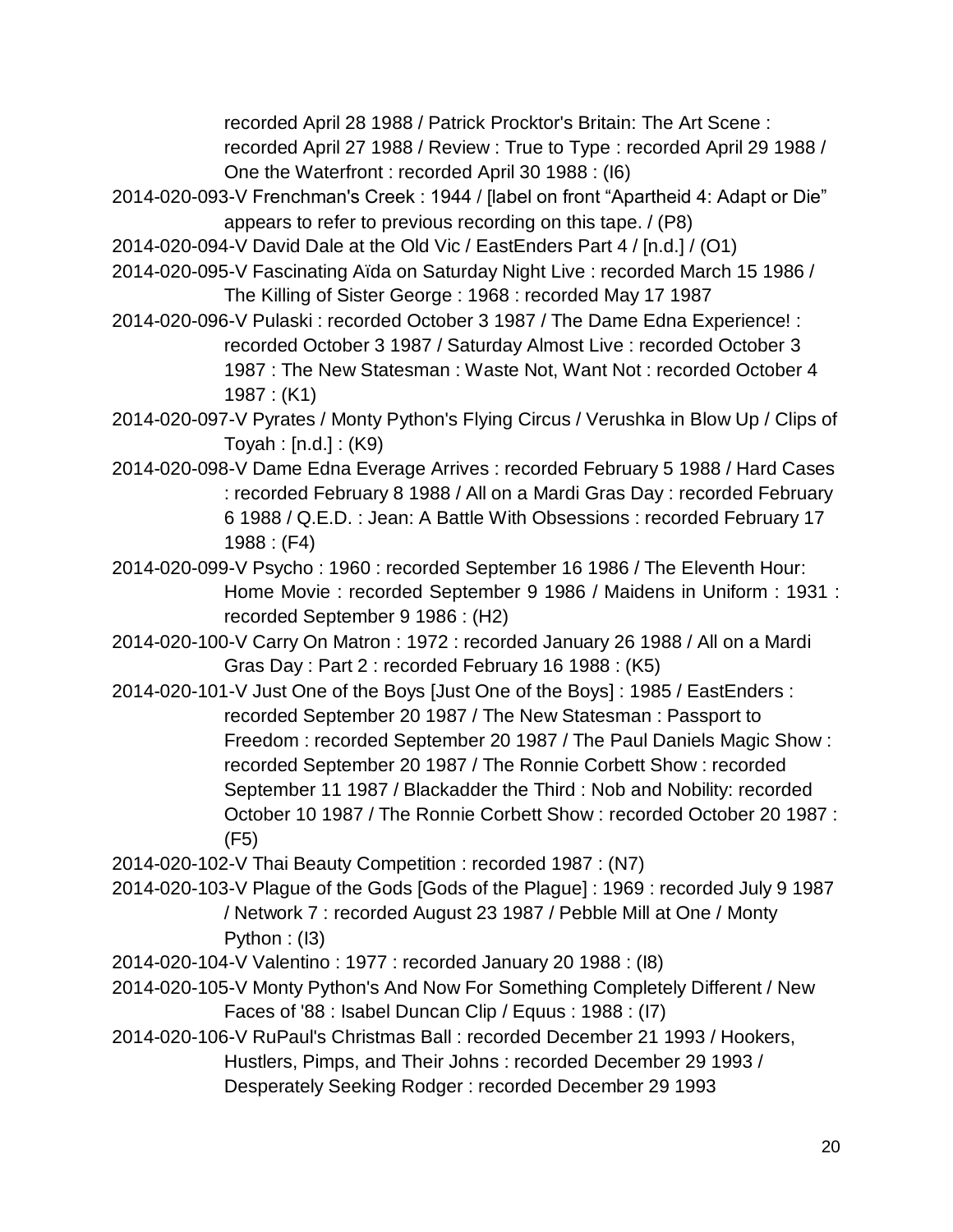recorded April 28 1988 / Patrick Procktor's Britain: The Art Scene : recorded April 27 1988 / Review : True to Type : recorded April 29 1988 / One the Waterfront : recorded April 30 1988 : (I6)

2014-020-093-V Frenchman's Creek : 1944 / [label on front “Apartheid 4: Adapt or Die” appears to refer to previous recording on this tape. / (P8)

2014-020-094-V David Dale at the Old Vic / EastEnders Part 4 / [n.d.] / (O1)

2014-020-095-V Fascinating Aïda on Saturday Night Live : recorded March 15 1986 / The Killing of Sister George : 1968 : recorded May 17 1987

2014-020-096-V Pulaski : recorded October 3 1987 / The Dame Edna Experience! : recorded October 3 1987 / Saturday Almost Live : recorded October 3 1987 : The New Statesman : Waste Not, Want Not : recorded October 4 1987 : (K1)

2014-020-097-V Pyrates / Monty Python's Flying Circus / Verushka in Blow Up / Clips of Toyah : [n.d.] : (K9)

2014-020-098-V Dame Edna Everage Arrives : recorded February 5 1988 / Hard Cases : recorded February 8 1988 / All on a Mardi Gras Day : recorded February 6 1988 / Q.E.D. : Jean: A Battle With Obsessions : recorded February 17 1988 : (F4)

2014-020-099-V Psycho : 1960 : recorded September 16 1986 / The Eleventh Hour: Home Movie : recorded September 9 1986 / Maidens in Uniform : 1931 : recorded September 9 1986 : (H2)

2014-020-100-V Carry On Matron : 1972 : recorded January 26 1988 / All on a Mardi Gras Day : Part 2 : recorded February 16 1988 : (K5)

2014-020-101-V Just One of the Boys [Just One of the Boys] : 1985 / EastEnders : recorded September 20 1987 / The New Statesman : Passport to Freedom : recorded September 20 1987 / The Paul Daniels Magic Show : recorded September 20 1987 / The Ronnie Corbett Show : recorded September 11 1987 / Blackadder the Third : Nob and Nobility: recorded October 10 1987 / The Ronnie Corbett Show : recorded October 20 1987 : (F5)

2014-020-102-V Thai Beauty Competition : recorded 1987 : (N7)

2014-020-103-V Plague of the Gods [Gods of the Plague] : 1969 : recorded July 9 1987 / Network 7 : recorded August 23 1987 / Pebble Mill at One / Monty Python : (I3)

2014-020-104-V Valentino : 1977 : recorded January 20 1988 : (I8)

2014-020-105-V Monty Python's And Now For Something Completely Different / New Faces of '88 : Isabel Duncan Clip / Equus : 1988 : (I7)

2014-020-106-V RuPaul's Christmas Ball : recorded December 21 1993 / Hookers, Hustlers, Pimps, and Their Johns : recorded December 29 1993 / Desperately Seeking Rodger : recorded December 29 1993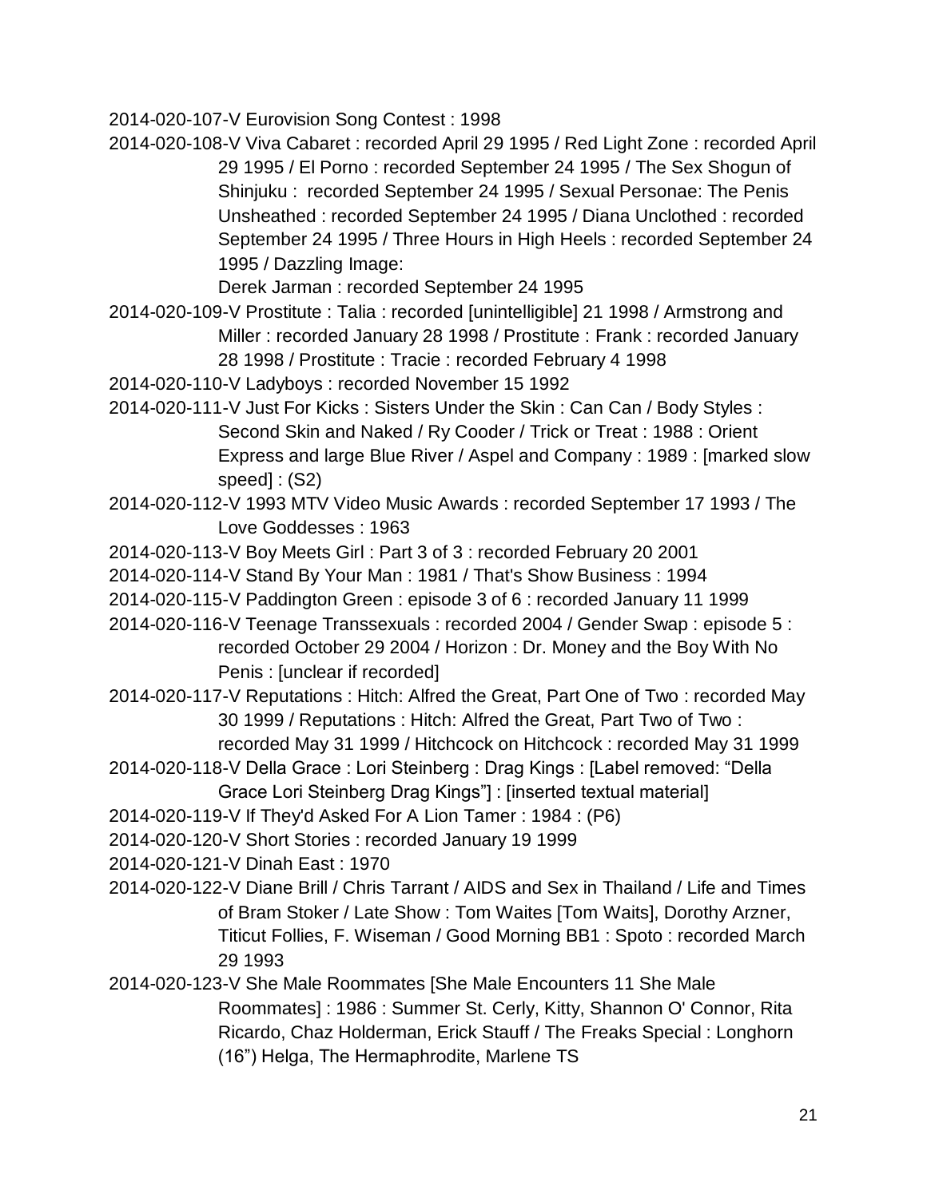2014-020-107-V Eurovision Song Contest : 1998

2014-020-108-V Viva Cabaret : recorded April 29 1995 / Red Light Zone : recorded April 29 1995 / El Porno : recorded September 24 1995 / The Sex Shogun of Shinjuku : recorded September 24 1995 / Sexual Personae: The Penis Unsheathed : recorded September 24 1995 / Diana Unclothed : recorded September 24 1995 / Three Hours in High Heels : recorded September 24 1995 / Dazzling Image: Derek Jarman : recorded September 24 1995

2014-020-109-V Prostitute : Talia : recorded [unintelligible] 21 1998 / Armstrong and Miller : recorded January 28 1998 / Prostitute : Frank : recorded January 28 1998 / Prostitute : Tracie : recorded February 4 1998

2014-020-110-V Ladyboys : recorded November 15 1992

2014-020-111-V Just For Kicks : Sisters Under the Skin : Can Can / Body Styles : Second Skin and Naked / Ry Cooder / Trick or Treat : 1988 : Orient Express and large Blue River / Aspel and Company : 1989 : [marked slow speed] : (S2)

2014-020-112-V 1993 MTV Video Music Awards : recorded September 17 1993 / The Love Goddesses : 1963

2014-020-113-V Boy Meets Girl : Part 3 of 3 : recorded February 20 2001

2014-020-114-V Stand By Your Man : 1981 / That's Show Business : 1994

2014-020-115-V Paddington Green : episode 3 of 6 : recorded January 11 1999

2014-020-116-V Teenage Transsexuals : recorded 2004 / Gender Swap : episode 5 : recorded October 29 2004 / Horizon : Dr. Money and the Boy With No Penis : [unclear if recorded]

2014-020-117-V Reputations : Hitch: Alfred the Great, Part One of Two : recorded May 30 1999 / Reputations : Hitch: Alfred the Great, Part Two of Two : recorded May 31 1999 / Hitchcock on Hitchcock : recorded May 31 1999

2014-020-118-V Della Grace : Lori Steinberg : Drag Kings : [Label removed: "Della Grace Lori Steinberg Drag Kings"] : [inserted textual material]

2014-020-119-V If They'd Asked For A Lion Tamer : 1984 : (P6)

2014-020-120-V Short Stories : recorded January 19 1999

2014-020-121-V Dinah East : 1970

2014-020-122-V Diane Brill / Chris Tarrant / AIDS and Sex in Thailand / Life and Times of Bram Stoker / Late Show : Tom Waites [Tom Waits], Dorothy Arzner, Titicut Follies, F. Wiseman / Good Morning BB1 : Spoto : recorded March 29 1993

2014-020-123-V She Male Roommates [She Male Encounters 11 She Male Roommates] : 1986 : Summer St. Cerly, Kitty, Shannon O' Connor, Rita Ricardo, Chaz Holderman, Erick Stauff / The Freaks Special : Longhorn (16") Helga, The Hermaphrodite, Marlene TS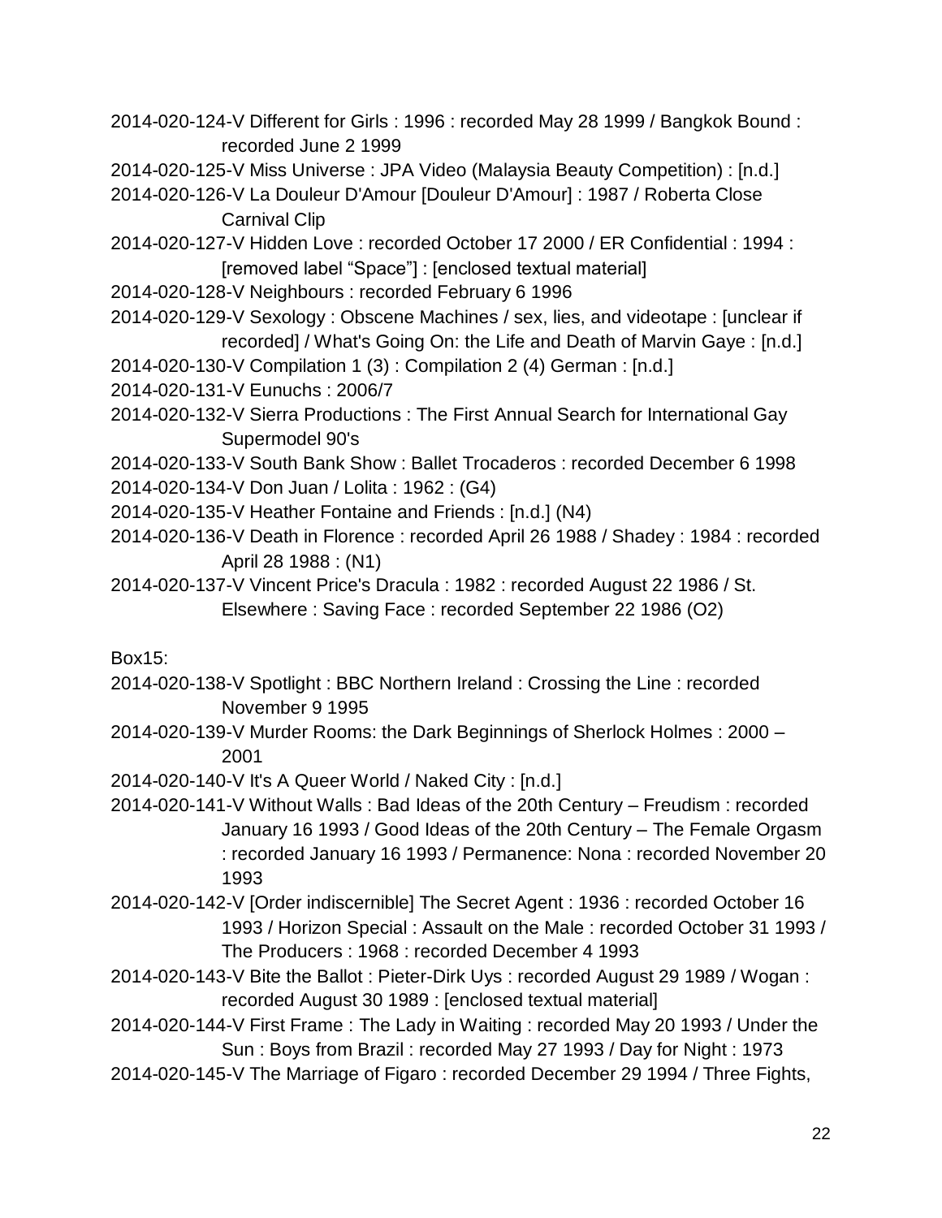2014-020-124-V Different for Girls : 1996 : recorded May 28 1999 / Bangkok Bound : recorded June 2 1999

2014-020-125-V Miss Universe : JPA Video (Malaysia Beauty Competition) : [n.d.]

2014-020-126-V La Douleur D'Amour [Douleur D'Amour] : 1987 / Roberta Close Carnival Clip

2014-020-127-V Hidden Love : recorded October 17 2000 / ER Confidential : 1994 : [removed label “Space”] : [enclosed textual material]

2014-020-128-V Neighbours : recorded February 6 1996

2014-020-129-V Sexology : Obscene Machines / sex, lies, and videotape : [unclear if recorded] / What's Going On: the Life and Death of Marvin Gaye : [n.d.]

2014-020-130-V Compilation 1 (3) : Compilation 2 (4) German : [n.d.]

2014-020-131-V Eunuchs : 2006/7

2014-020-132-V Sierra Productions : The First Annual Search for International Gay Supermodel 90's

2014-020-133-V South Bank Show : Ballet Trocaderos : recorded December 6 1998

2014-020-134-V Don Juan / Lolita : 1962 : (G4)

2014-020-135-V Heather Fontaine and Friends : [n.d.] (N4)

2014-020-136-V Death in Florence : recorded April 26 1988 / Shadey : 1984 : recorded April 28 1988 : (N1)

2014-020-137-V Vincent Price's Dracula : 1982 : recorded August 22 1986 / St. Elsewhere : Saving Face : recorded September 22 1986 (O2)

Box15:

2014-020-138-V Spotlight : BBC Northern Ireland : Crossing the Line : recorded November 9 1995

2014-020-139-V Murder Rooms: the Dark Beginnings of Sherlock Holmes : 2000 – 2001

2014-020-140-V It's A Queer World / Naked City : [n.d.]

2014-020-141-V Without Walls : Bad Ideas of the 20th Century – Freudism : recorded January 16 1993 / Good Ideas of the 20th Century – The Female Orgasm : recorded January 16 1993 / Permanence: Nona : recorded November 20 1993

2014-020-142-V [Order indiscernible] The Secret Agent : 1936 : recorded October 16 1993 / Horizon Special : Assault on the Male : recorded October 31 1993 / The Producers : 1968 : recorded December 4 1993

2014-020-143-V Bite the Ballot : Pieter-Dirk Uys : recorded August 29 1989 / Wogan : recorded August 30 1989 : [enclosed textual material]

2014-020-144-V First Frame : The Lady in Waiting : recorded May 20 1993 / Under the Sun : Boys from Brazil : recorded May 27 1993 / Day for Night : 1973

2014-020-145-V The Marriage of Figaro : recorded December 29 1994 / Three Fights,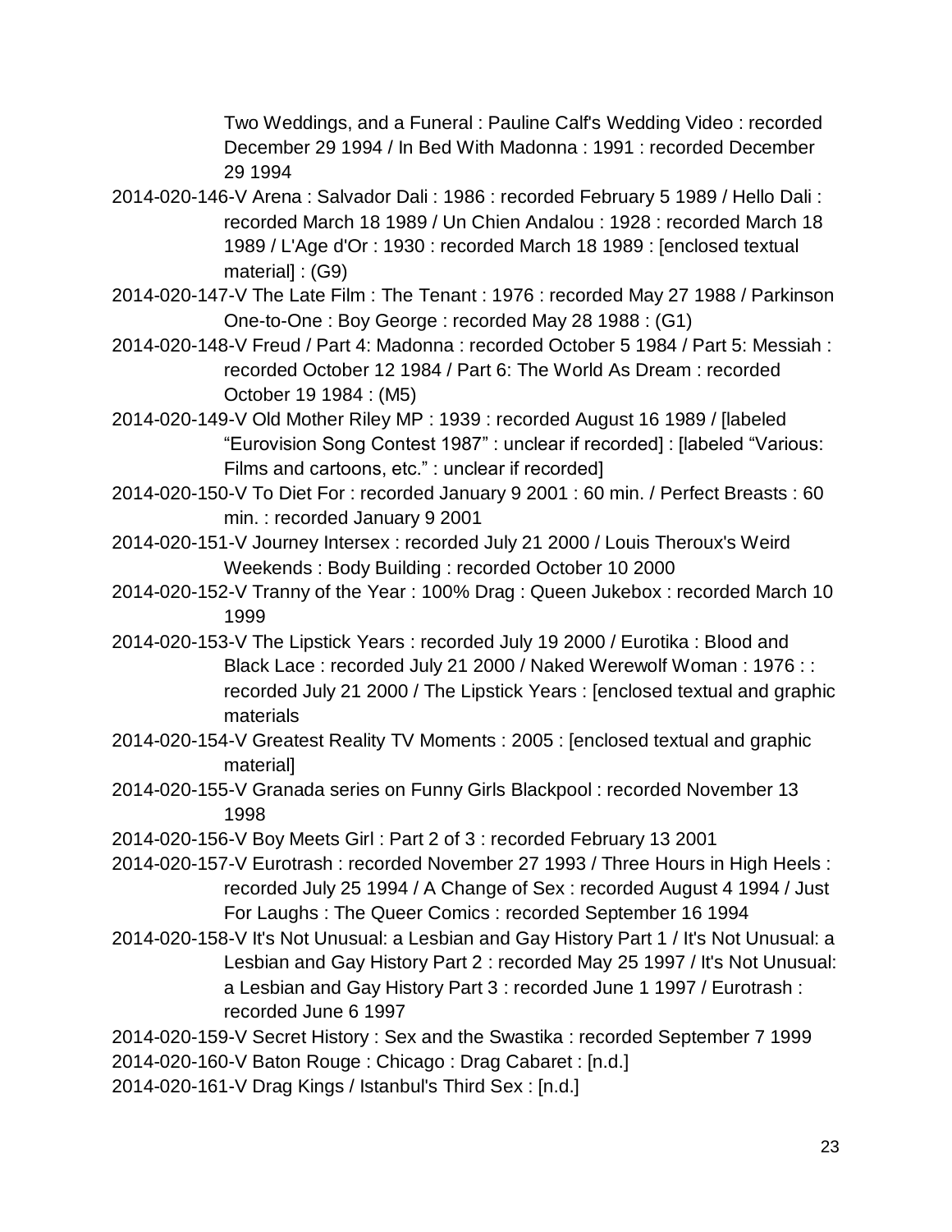Two Weddings, and a Funeral : Pauline Calf's Wedding Video : recorded December 29 1994 / In Bed With Madonna : 1991 : recorded December 29 1994

2014-020-146-V Arena : Salvador Dali : 1986 : recorded February 5 1989 / Hello Dali : recorded March 18 1989 / Un Chien Andalou : 1928 : recorded March 18 1989 / L'Age d'Or : 1930 : recorded March 18 1989 : [enclosed textual material] : (G9)

2014-020-147-V The Late Film : The Tenant : 1976 : recorded May 27 1988 / Parkinson One-to-One : Boy George : recorded May 28 1988 : (G1)

2014-020-148-V Freud / Part 4: Madonna : recorded October 5 1984 / Part 5: Messiah : recorded October 12 1984 / Part 6: The World As Dream : recorded October 19 1984 : (M5)

2014-020-149-V Old Mother Riley MP : 1939 : recorded August 16 1989 / [labeled "Eurovision Song Contest 1987" : unclear if recorded] : [labeled "Various: Films and cartoons, etc." : unclear if recorded]

2014-020-150-V To Diet For : recorded January 9 2001 : 60 min. / Perfect Breasts : 60 min. : recorded January 9 2001

2014-020-151-V Journey Intersex : recorded July 21 2000 / Louis Theroux's Weird Weekends : Body Building : recorded October 10 2000

2014-020-152-V Tranny of the Year : 100% Drag : Queen Jukebox : recorded March 10 1999

2014-020-153-V The Lipstick Years : recorded July 19 2000 / Eurotika : Blood and Black Lace : recorded July 21 2000 / Naked Werewolf Woman : 1976 : : recorded July 21 2000 / The Lipstick Years : [enclosed textual and graphic materials

2014-020-154-V Greatest Reality TV Moments : 2005 : [enclosed textual and graphic material]

2014-020-155-V Granada series on Funny Girls Blackpool : recorded November 13 1998

2014-020-156-V Boy Meets Girl : Part 2 of 3 : recorded February 13 2001

2014-020-157-V Eurotrash : recorded November 27 1993 / Three Hours in High Heels : recorded July 25 1994 / A Change of Sex : recorded August 4 1994 / Just For Laughs : The Queer Comics : recorded September 16 1994

2014-020-158-V It's Not Unusual: a Lesbian and Gay History Part 1 / It's Not Unusual: a Lesbian and Gay History Part 2 : recorded May 25 1997 / It's Not Unusual: a Lesbian and Gay History Part 3 : recorded June 1 1997 / Eurotrash : recorded June 6 1997

2014-020-159-V Secret History : Sex and the Swastika : recorded September 7 1999

2014-020-160-V Baton Rouge : Chicago : Drag Cabaret : [n.d.]

2014-020-161-V Drag Kings / Istanbul's Third Sex : [n.d.]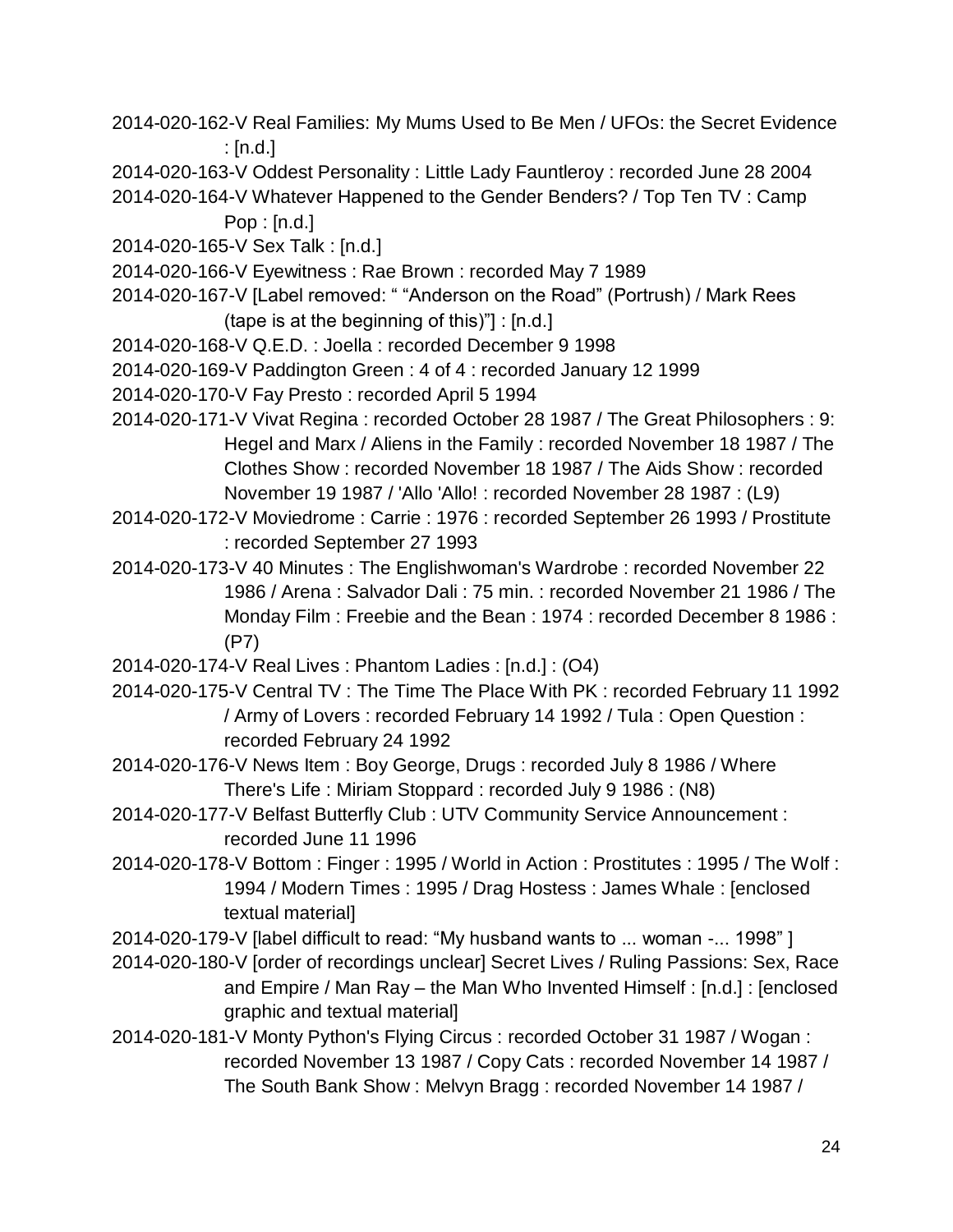2014-020-162-V Real Families: My Mums Used to Be Men / UFOs: the Secret Evidence : [n.d.]

2014-020-163-V Oddest Personality : Little Lady Fauntleroy : recorded June 28 2004

2014-020-164-V Whatever Happened to the Gender Benders? / Top Ten TV : Camp Pop : [n.d.]

2014-020-165-V Sex Talk : [n.d.]

2014-020-166-V Eyewitness : Rae Brown : recorded May 7 1989

2014-020-167-V [Label removed: " "Anderson on the Road" (Portrush) / Mark Rees (tape is at the beginning of this)"] : [n.d.]

2014-020-168-V Q.E.D. : Joella : recorded December 9 1998

2014-020-169-V Paddington Green : 4 of 4 : recorded January 12 1999

2014-020-170-V Fay Presto : recorded April 5 1994

2014-020-171-V Vivat Regina : recorded October 28 1987 / The Great Philosophers : 9: Hegel and Marx / Aliens in the Family : recorded November 18 1987 / The Clothes Show : recorded November 18 1987 / The Aids Show : recorded November 19 1987 / 'Allo 'Allo! : recorded November 28 1987 : (L9)

2014-020-172-V Moviedrome : Carrie : 1976 : recorded September 26 1993 / Prostitute : recorded September 27 1993

2014-020-173-V 40 Minutes : The Englishwoman's Wardrobe : recorded November 22 1986 / Arena : Salvador Dali : 75 min. : recorded November 21 1986 / The Monday Film : Freebie and the Bean : 1974 : recorded December 8 1986 : (P7)

2014-020-174-V Real Lives : Phantom Ladies : [n.d.] : (O4)

2014-020-175-V Central TV : The Time The Place With PK : recorded February 11 1992 / Army of Lovers : recorded February 14 1992 / Tula : Open Question : recorded February 24 1992

2014-020-176-V News Item : Boy George, Drugs : recorded July 8 1986 / Where There's Life : Miriam Stoppard : recorded July 9 1986 : (N8)

2014-020-177-V Belfast Butterfly Club : UTV Community Service Announcement : recorded June 11 1996

2014-020-178-V Bottom : Finger : 1995 / World in Action : Prostitutes : 1995 / The Wolf : 1994 / Modern Times : 1995 / Drag Hostess : James Whale : [enclosed textual material]

2014-020-179-V [label difficult to read: "My husband wants to ... woman -... 1998" ]

2014-020-180-V [order of recordings unclear] Secret Lives / Ruling Passions: Sex, Race and Empire / Man Ray – the Man Who Invented Himself : [n.d.] : [enclosed graphic and textual material]

2014-020-181-V Monty Python's Flying Circus : recorded October 31 1987 / Wogan : recorded November 13 1987 / Copy Cats : recorded November 14 1987 / The South Bank Show : Melvyn Bragg : recorded November 14 1987 /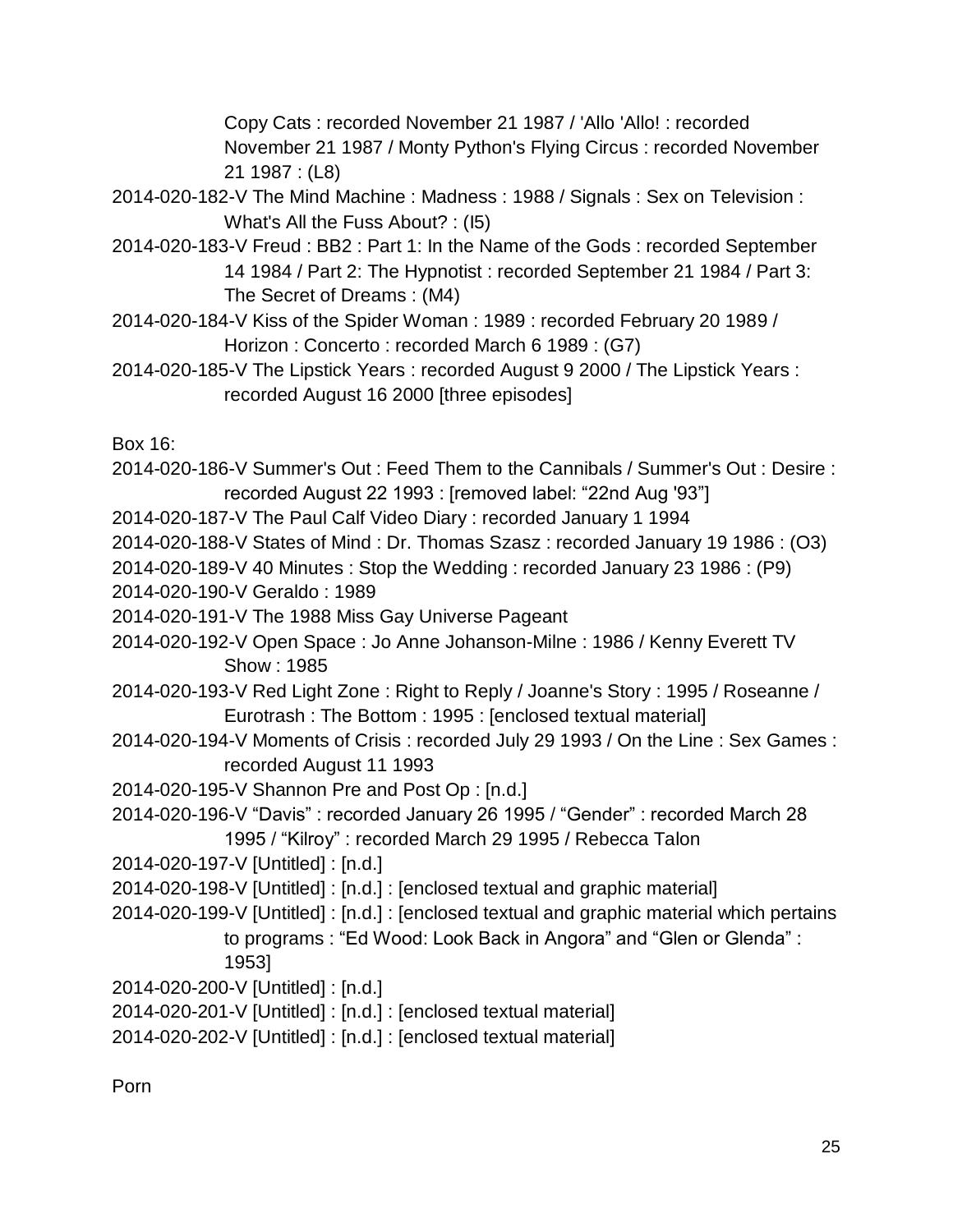Copy Cats : recorded November 21 1987 / 'Allo 'Allo! : recorded November 21 1987 / Monty Python's Flying Circus : recorded November 21 1987 : (L8)

2014-020-182-V The Mind Machine : Madness : 1988 / Signals : Sex on Television : What's All the Fuss About? : (I5)

2014-020-183-V Freud : BB2 : Part 1: In the Name of the Gods : recorded September 14 1984 / Part 2: The Hypnotist : recorded September 21 1984 / Part 3: The Secret of Dreams : (M4)

2014-020-184-V Kiss of the Spider Woman : 1989 : recorded February 20 1989 / Horizon : Concerto : recorded March 6 1989 : (G7)

2014-020-185-V The Lipstick Years : recorded August 9 2000 / The Lipstick Years : recorded August 16 2000 [three episodes]

Box 16:

2014-020-186-V Summer's Out : Feed Them to the Cannibals / Summer's Out : Desire : recorded August 22 1993 : [removed label: “22nd Aug '93”]

2014-020-187-V The Paul Calf Video Diary : recorded January 1 1994

2014-020-188-V States of Mind : Dr. Thomas Szasz : recorded January 19 1986 : (O3)

2014-020-189-V 40 Minutes : Stop the Wedding : recorded January 23 1986 : (P9)

2014-020-190-V Geraldo : 1989

2014-020-191-V The 1988 Miss Gay Universe Pageant

2014-020-192-V Open Space : Jo Anne Johanson-Milne : 1986 / Kenny Everett TV Show : 1985

2014-020-193-V Red Light Zone : Right to Reply / Joanne's Story : 1995 / Roseanne / Eurotrash : The Bottom : 1995 : [enclosed textual material]

2014-020-194-V Moments of Crisis : recorded July 29 1993 / On the Line : Sex Games : recorded August 11 1993

2014-020-195-V Shannon Pre and Post Op : [n.d.]

2014-020-196-V “Davis” : recorded January 26 1995 / “Gender” : recorded March 28 1995 / “Kilroy” : recorded March 29 1995 / Rebecca Talon

2014-020-197-V [Untitled] : [n.d.]

2014-020-198-V [Untitled] : [n.d.] : [enclosed textual and graphic material]

2014-020-199-V [Untitled] : [n.d.] : [enclosed textual and graphic material which pertains to programs : “Ed Wood: Look Back in Angora” and “Glen or Glenda” : 1953]

2014-020-200-V [Untitled] : [n.d.]

2014-020-201-V [Untitled] : [n.d.] : [enclosed textual material]

2014-020-202-V [Untitled] : [n.d.] : [enclosed textual material]

Porn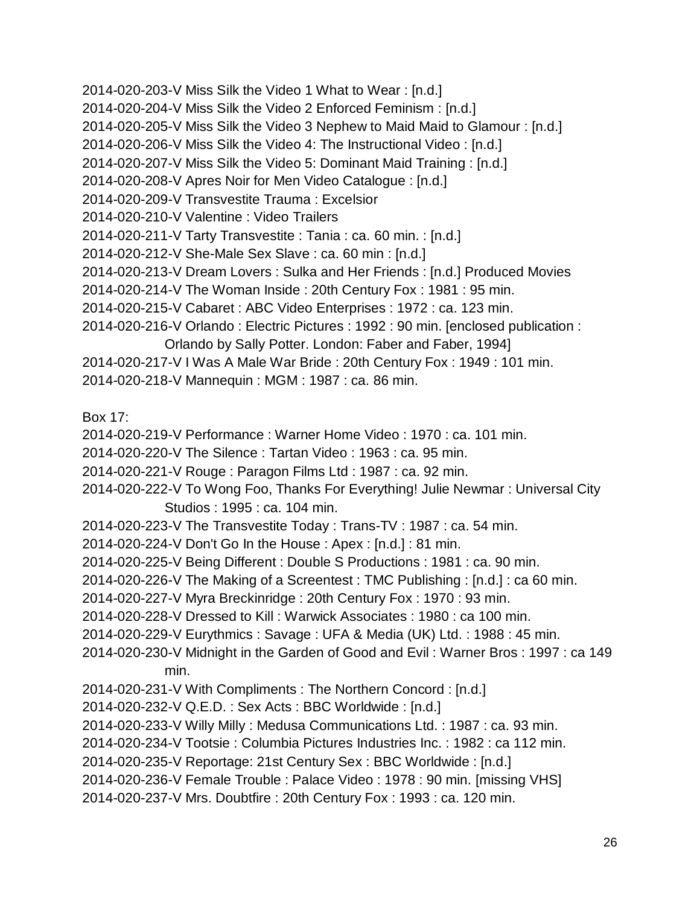2014-020-203-V Miss Silk the Video 1 What to Wear : [n.d.]
2014-020-204-V Miss Silk the Video 2 Enforced Feminism : [n.d.]
2014-020-205-V Miss Silk the Video 3 Nephew to Maid Maid to Glamour : [n.d.]
2014-020-206-V Miss Silk the Video 4: The Instructional Video : [n.d.]
2014-020-207-V Miss Silk the Video 5: Dominant Maid Training : [n.d.]
2014-020-208-V Apres Noir for Men Video Catalogue : [n.d.]
2014-020-209-V Transvestite Trauma : Excelsior
2014-020-210-V Valentine : Video Trailers
2014-020-211-V Tarty Transvestite : Tania : ca. 60 min. : [n.d.]
2014-020-212-V She-Male Sex Slave : ca. 60 min : [n.d.]
2014-020-213-V Dream Lovers : Sulka and Her Friends : [n.d.] Produced Movies
2014-020-214-V The Woman Inside : 20th Century Fox : 1981 : 95 min.
2014-020-215-V Cabaret : ABC Video Enterprises : 1972 : ca. 123 min.
2014-020-216-V Orlando : Electric Pictures : 1992 : 90 min. [enclosed publication : Orlando by Sally Potter. London: Faber and Faber, 1994]
2014-020-217-V I Was A Male War Bride : 20th Century Fox : 1949 : 101 min.
2014-020-218-V Mannequin : MGM : 1987 : ca. 86 min.

Box 17:

2014-020-219-V Performance : Warner Home Video : 1970 : ca. 101 min.
2014-020-220-V The Silence : Tartan Video : 1963 : ca. 95 min.
2014-020-221-V Rouge : Paragon Films Ltd : 1987 : ca. 92 min.
2014-020-222-V To Wong Foo, Thanks For Everything! Julie Newmar : Universal City Studios : 1995 : ca. 104 min.
2014-020-223-V The Transvestite Today : Trans-TV : 1987 : ca. 54 min.
2014-020-224-V Don't Go In the House : Apex : [n.d.] : 81 min.
2014-020-225-V Being Different : Double S Productions : 1981 : ca. 90 min.
2014-020-226-V The Making of a Screentest : TMC Publishing : [n.d.] : ca 60 min.
2014-020-227-V Myra Breckinridge : 20th Century Fox : 1970 : 93 min.
2014-020-228-V Dressed to Kill : Warwick Associates : 1980 : ca 100 min.
2014-020-229-V Eurythmics : Savage : UFA & Media (UK) Ltd. : 1988 : 45 min.
2014-020-230-V Midnight in the Garden of Good and Evil : Warner Bros : 1997 : ca 149 min.
2014-020-231-V With Compliments : The Northern Concord : [n.d.]
2014-020-232-V Q.E.D. : Sex Acts : BBC Worldwide : [n.d.]
2014-020-233-V Willy Milly : Medusa Communications Ltd. : 1987 : ca. 93 min.
2014-020-234-V Tootsie : Columbia Pictures Industries Inc. : 1982 : ca 112 min.
2014-020-235-V Reportage: 21st Century Sex : BBC Worldwide : [n.d.]
2014-020-236-V Female Trouble : Palace Video : 1978 : 90 min. [missing VHS]
2014-020-237-V Mrs. Doubtfire : 20th Century Fox : 1993 : ca. 120 min.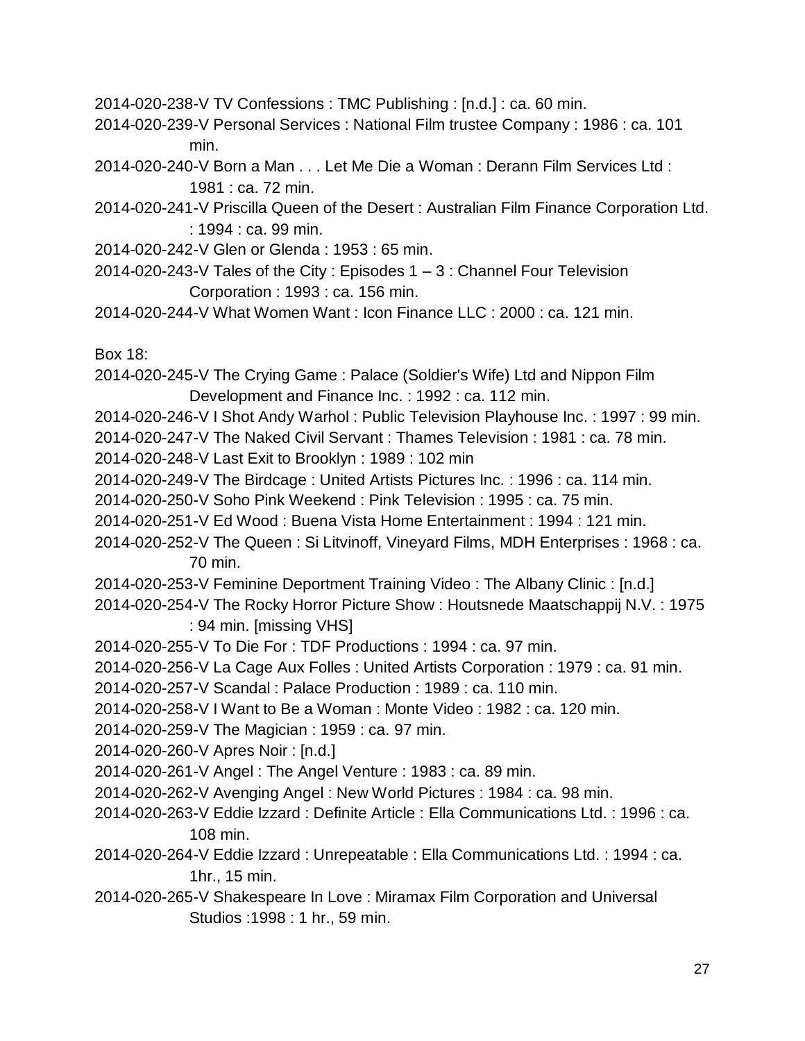2014-020-238-V TV Confessions : TMC Publishing : [n.d.] : ca. 60 min.

2014-020-239-V Personal Services : National Film trustee Company : 1986 : ca. 101 min.

2014-020-240-V Born a Man . . . Let Me Die a Woman : Derann Film Services Ltd : 1981 : ca. 72 min.

2014-020-241-V Priscilla Queen of the Desert : Australian Film Finance Corporation Ltd. : 1994 : ca. 99 min.

2014-020-242-V Glen or Glenda : 1953 : 65 min.

2014-020-243-V Tales of the City : Episodes 1 – 3 : Channel Four Television Corporation : 1993 : ca. 156 min.

2014-020-244-V What Women Want : Icon Finance LLC : 2000 : ca. 121 min.

Box 18:

2014-020-245-V The Crying Game : Palace (Soldier's Wife) Ltd and Nippon Film Development and Finance Inc. : 1992 : ca. 112 min.

2014-020-246-V I Shot Andy Warhol : Public Television Playhouse Inc. : 1997 : 99 min.

2014-020-247-V The Naked Civil Servant : Thames Television : 1981 : ca. 78 min.

2014-020-248-V Last Exit to Brooklyn : 1989 : 102 min

2014-020-249-V The Birdcage : United Artists Pictures Inc. : 1996 : ca. 114 min.

2014-020-250-V Soho Pink Weekend : Pink Television : 1995 : ca. 75 min.

2014-020-251-V Ed Wood : Buena Vista Home Entertainment : 1994 : 121 min.

2014-020-252-V The Queen : Si Litvinoff, Vineyard Films, MDH Enterprises : 1968 : ca. 70 min.

2014-020-253-V Feminine Deportment Training Video : The Albany Clinic : [n.d.]

2014-020-254-V The Rocky Horror Picture Show : Houtsnede Maatschappij N.V. : 1975 : 94 min. [missing VHS]

2014-020-255-V To Die For : TDF Productions : 1994 : ca. 97 min.

2014-020-256-V La Cage Aux Folles : United Artists Corporation : 1979 : ca. 91 min.

2014-020-257-V Scandal : Palace Production : 1989 : ca. 110 min.

2014-020-258-V I Want to Be a Woman : Monte Video : 1982 : ca. 120 min.

2014-020-259-V The Magician : 1959 : ca. 97 min.

2014-020-260-V Apres Noir : [n.d.]

2014-020-261-V Angel : The Angel Venture : 1983 : ca. 89 min.

2014-020-262-V Avenging Angel : New World Pictures : 1984 : ca. 98 min.

2014-020-263-V Eddie Izzard : Definite Article : Ella Communications Ltd. : 1996 : ca. 108 min.

2014-020-264-V Eddie Izzard : Unrepeatable : Ella Communications Ltd. : 1994 : ca. 1hr., 15 min.

2014-020-265-V Shakespeare In Love : Miramax Film Corporation and Universal Studios :1998 : 1 hr., 59 min.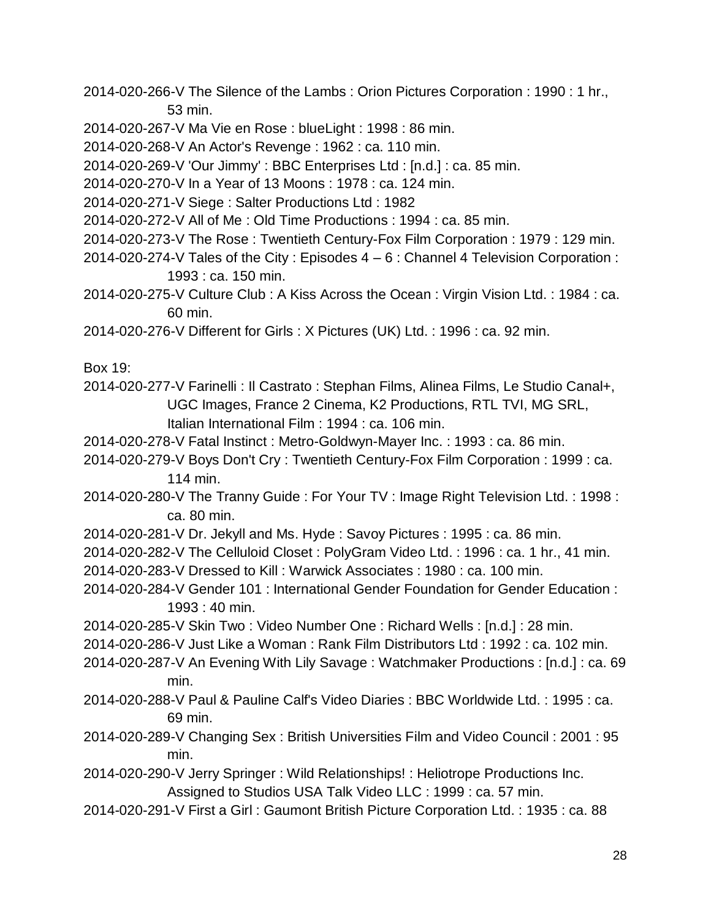2014-020-266-V The Silence of the Lambs : Orion Pictures Corporation : 1990 : 1 hr., 53 min.

2014-020-267-V Ma Vie en Rose : blueLight : 1998 : 86 min.

2014-020-268-V An Actor's Revenge : 1962 : ca. 110 min.

2014-020-269-V 'Our Jimmy' : BBC Enterprises Ltd : [n.d.] : ca. 85 min.

2014-020-270-V In a Year of 13 Moons : 1978 : ca. 124 min.

2014-020-271-V Siege : Salter Productions Ltd : 1982

2014-020-272-V All of Me : Old Time Productions : 1994 : ca. 85 min.

2014-020-273-V The Rose : Twentieth Century-Fox Film Corporation : 1979 : 129 min.

2014-020-274-V Tales of the City : Episodes 4 – 6 : Channel 4 Television Corporation : 1993 : ca. 150 min.

2014-020-275-V Culture Club : A Kiss Across the Ocean : Virgin Vision Ltd. : 1984 : ca. 60 min.

2014-020-276-V Different for Girls : X Pictures (UK) Ltd. : 1996 : ca. 92 min.

Box 19:

2014-020-277-V Farinelli : Il Castrato : Stephan Films, Alinea Films, Le Studio Canal+, UGC Images, France 2 Cinema, K2 Productions, RTL TVI, MG SRL, Italian International Film : 1994 : ca. 106 min.

2014-020-278-V Fatal Instinct : Metro-Goldwyn-Mayer Inc. : 1993 : ca. 86 min.

2014-020-279-V Boys Don't Cry : Twentieth Century-Fox Film Corporation : 1999 : ca. 114 min.

2014-020-280-V The Tranny Guide : For Your TV : Image Right Television Ltd. : 1998 : ca. 80 min.

2014-020-281-V Dr. Jekyll and Ms. Hyde : Savoy Pictures : 1995 : ca. 86 min.

2014-020-282-V The Celluloid Closet : PolyGram Video Ltd. : 1996 : ca. 1 hr., 41 min.

2014-020-283-V Dressed to Kill : Warwick Associates : 1980 : ca. 100 min.

2014-020-284-V Gender 101 : International Gender Foundation for Gender Education : 1993 : 40 min.

2014-020-285-V Skin Two : Video Number One : Richard Wells : [n.d.] : 28 min.

2014-020-286-V Just Like a Woman : Rank Film Distributors Ltd : 1992 : ca. 102 min.

2014-020-287-V An Evening With Lily Savage : Watchmaker Productions : [n.d.] : ca. 69 min.

2014-020-288-V Paul & Pauline Calf's Video Diaries : BBC Worldwide Ltd. : 1995 : ca. 69 min.

2014-020-289-V Changing Sex : British Universities Film and Video Council : 2001 : 95 min.

2014-020-290-V Jerry Springer : Wild Relationships! : Heliotrope Productions Inc. Assigned to Studios USA Talk Video LLC : 1999 : ca. 57 min.

2014-020-291-V First a Girl : Gaumont British Picture Corporation Ltd. : 1935 : ca. 88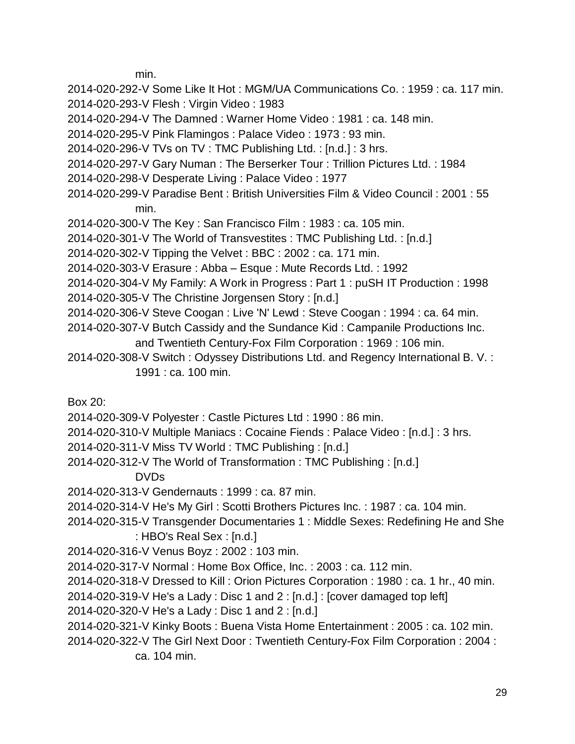min.

2014-020-292-V Some Like It Hot : MGM/UA Communications Co. : 1959 : ca. 117 min.
2014-020-293-V Flesh : Virgin Video : 1983
2014-020-294-V The Damned : Warner Home Video : 1981 : ca. 148 min.
2014-020-295-V Pink Flamingos : Palace Video : 1973 : 93 min.
2014-020-296-V TVs on TV : TMC Publishing Ltd. : [n.d.] : 3 hrs.
2014-020-297-V Gary Numan : The Berserker Tour : Trillion Pictures Ltd. : 1984
2014-020-298-V Desperate Living : Palace Video : 1977
2014-020-299-V Paradise Bent : British Universities Film & Video Council : 2001 : 55 min.
2014-020-300-V The Key : San Francisco Film : 1983 : ca. 105 min.
2014-020-301-V The World of Transvestites : TMC Publishing Ltd. : [n.d.]
2014-020-302-V Tipping the Velvet : BBC : 2002 : ca. 171 min.
2014-020-303-V Erasure : Abba – Esque : Mute Records Ltd. : 1992
2014-020-304-V My Family: A Work in Progress : Part 1 : puSH IT Production : 1998
2014-020-305-V The Christine Jorgensen Story : [n.d.]
2014-020-306-V Steve Coogan : Live 'N' Lewd : Steve Coogan : 1994 : ca. 64 min.
2014-020-307-V Butch Cassidy and the Sundance Kid : Campanile Productions Inc. and Twentieth Century-Fox Film Corporation : 1969 : 106 min.
2014-020-308-V Switch : Odyssey Distributions Ltd. and Regency International B. V. : 1991 : ca. 100 min.

Box 20:

2014-020-309-V Polyester : Castle Pictures Ltd : 1990 : 86 min.
2014-020-310-V Multiple Maniacs : Cocaine Fiends : Palace Video : [n.d.] : 3 hrs.
2014-020-311-V Miss TV World : TMC Publishing : [n.d.]
2014-020-312-V The World of Transformation : TMC Publishing : [n.d.]

DVDs

2014-020-313-V Gendernauts : 1999 : ca. 87 min.
2014-020-314-V He's My Girl : Scotti Brothers Pictures Inc. : 1987 : ca. 104 min.
2014-020-315-V Transgender Documentaries 1 : Middle Sexes: Redefining He and She : HBO's Real Sex : [n.d.]
2014-020-316-V Venus Boyz : 2002 : 103 min.
2014-020-317-V Normal : Home Box Office, Inc. : 2003 : ca. 112 min.
2014-020-318-V Dressed to Kill : Orion Pictures Corporation : 1980 : ca. 1 hr., 40 min.
2014-020-319-V He's a Lady : Disc 1 and 2 : [n.d.] : [cover damaged top left]
2014-020-320-V He's a Lady : Disc 1 and 2 : [n.d.]
2014-020-321-V Kinky Boots : Buena Vista Home Entertainment : 2005 : ca. 102 min.
2014-020-322-V The Girl Next Door : Twentieth Century-Fox Film Corporation : 2004 : ca. 104 min.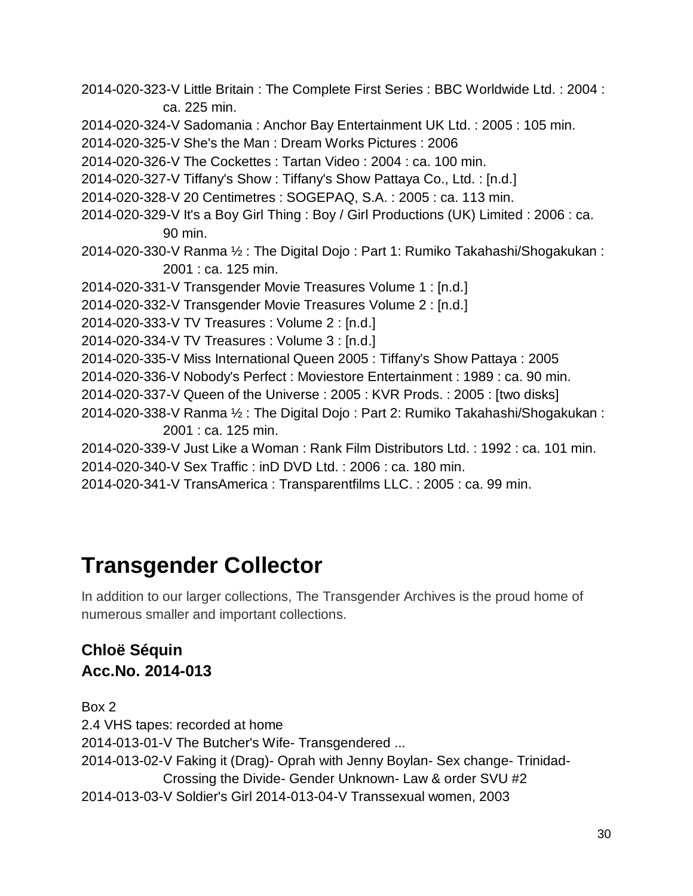2014-020-323-V Little Britain : The Complete First Series : BBC Worldwide Ltd. : 2004 : ca. 225 min.
2014-020-324-V Sadomania : Anchor Bay Entertainment UK Ltd. : 2005 : 105 min.
2014-020-325-V She's the Man : Dream Works Pictures : 2006
2014-020-326-V The Cockettes : Tartan Video : 2004 : ca. 100 min.
2014-020-327-V Tiffany's Show : Tiffany's Show Pattaya Co., Ltd. : [n.d.]
2014-020-328-V 20 Centimetres : SOGEPAQ, S.A. : 2005 : ca. 113 min.
2014-020-329-V It's a Boy Girl Thing : Boy / Girl Productions (UK) Limited : 2006 : ca. 90 min.
2014-020-330-V Ranma ½ : The Digital Dojo : Part 1: Rumiko Takahashi/Shogakukan : 2001 : ca. 125 min.
2014-020-331-V Transgender Movie Treasures Volume 1 : [n.d.]
2014-020-332-V Transgender Movie Treasures Volume 2 : [n.d.]
2014-020-333-V TV Treasures : Volume 2 : [n.d.]
2014-020-334-V TV Treasures : Volume 3 : [n.d.]
2014-020-335-V Miss International Queen 2005 : Tiffany's Show Pattaya : 2005
2014-020-336-V Nobody's Perfect : Moviestore Entertainment : 1989 : ca. 90 min.
2014-020-337-V Queen of the Universe : 2005 : KVR Prods. : 2005 : [two disks]
2014-020-338-V Ranma ½ : The Digital Dojo : Part 2: Rumiko Takahashi/Shogakukan : 2001 : ca. 125 min.
2014-020-339-V Just Like a Woman : Rank Film Distributors Ltd. : 1992 : ca. 101 min.
2014-020-340-V Sex Traffic : inD DVD Ltd. : 2006 : ca. 180 min.
2014-020-341-V TransAmerica : Transparentfilms LLC. : 2005 : ca. 99 min.

# Transgender Collector

In addition to our larger collections, The Transgender Archives is the proud home of numerous smaller and important collections.

### Chloë Séquin
### Acc.No. 2014-013

Box 2
2.4 VHS tapes: recorded at home
2014-013-01-V The Butcher's Wife- Transgendered ...
2014-013-02-V Faking it (Drag)- Oprah with Jenny Boylan- Sex change- Trinidad- Crossing the Divide- Gender Unknown- Law & order SVU #2
2014-013-03-V Soldier's Girl 2014-013-04-V Transsexual women, 2003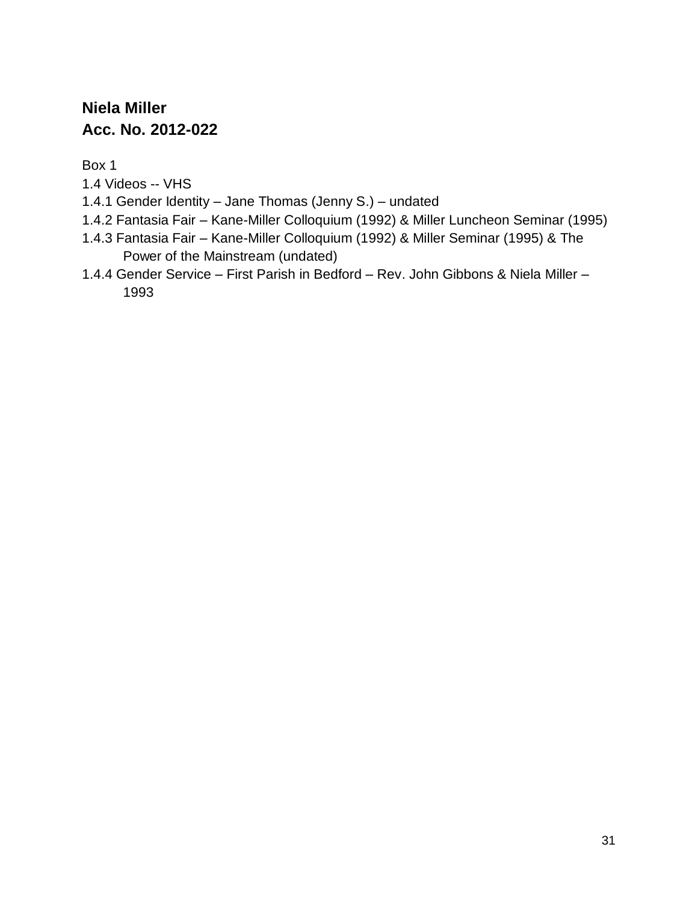**Niela Miller**
**Acc. No. 2012-022**

Box 1

1.4 Videos -- VHS

1.4.1 Gender Identity – Jane Thomas (Jenny S.) – undated

1.4.2 Fantasia Fair – Kane-Miller Colloquium (1992) & Miller Luncheon Seminar (1995)

1.4.3 Fantasia Fair – Kane-Miller Colloquium (1992) & Miller Seminar (1995) & The Power of the Mainstream (undated)

1.4.4 Gender Service – First Parish in Bedford – Rev. John Gibbons & Niela Miller – 1993